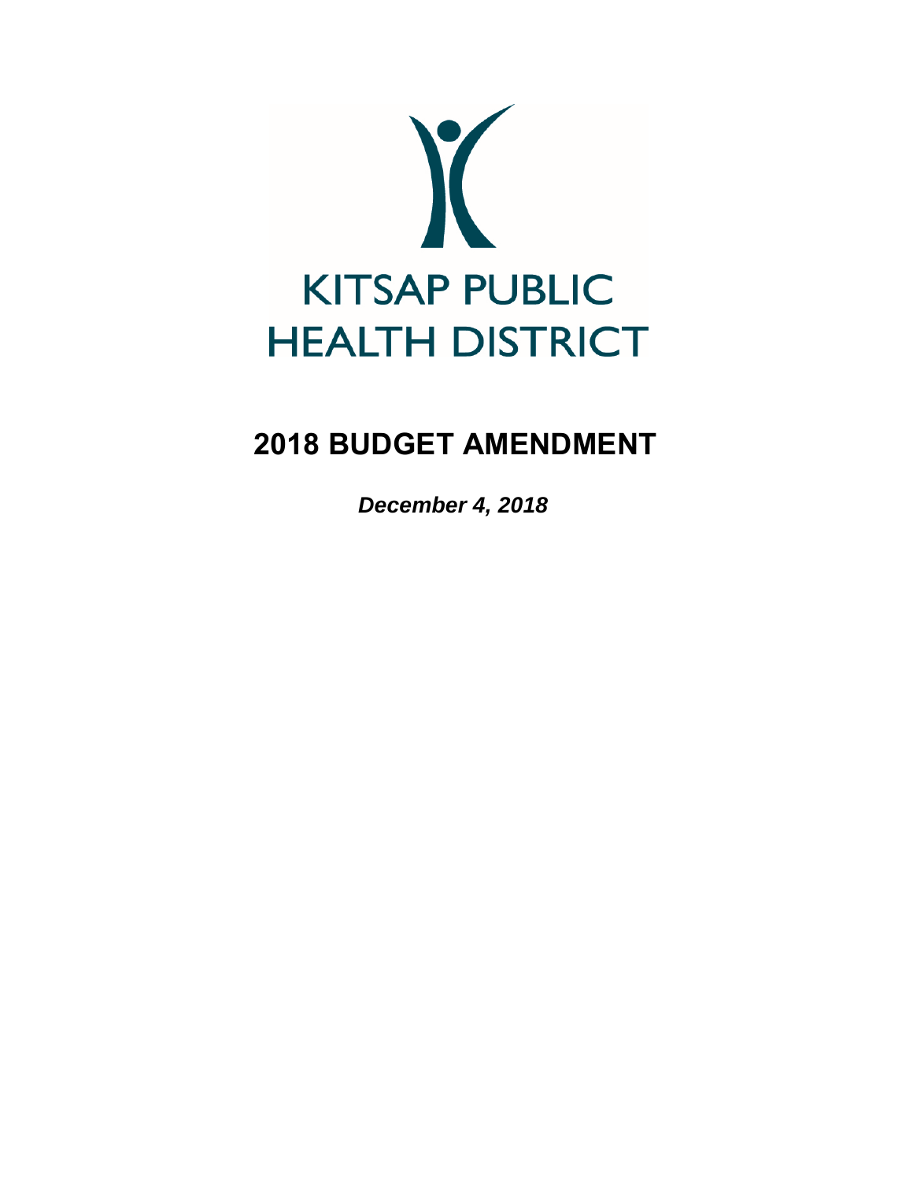KITSAP PUBLIC HEALTH DISTRICT

# 2018 BUDGET AMENDMENT

***December 4, 2018***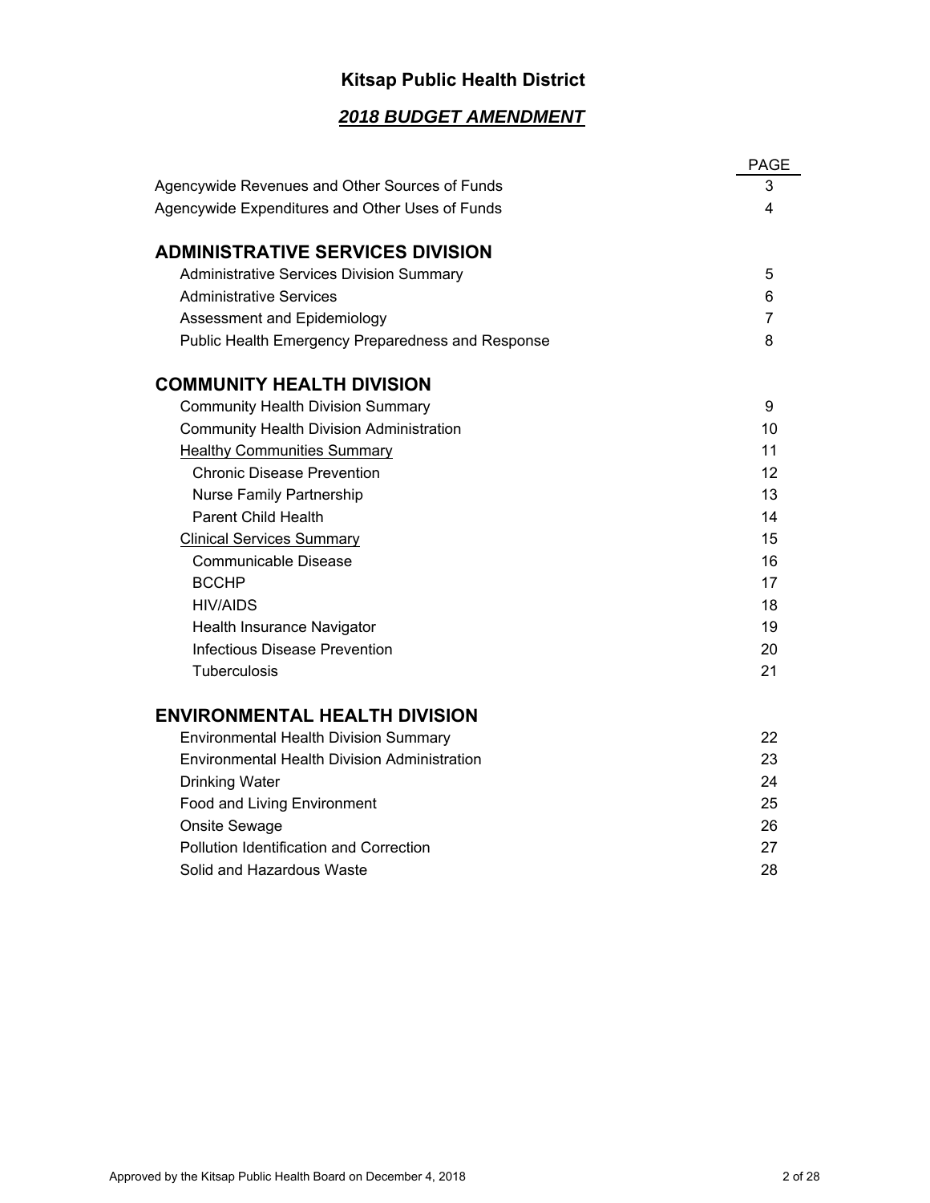# Kitsap Public Health District

## *2018 BUDGET AMENDMENT*

| | PAGE |
|---|---|
| Agencywide Revenues and Other Sources of Funds | 3 |
| Agencywide Expenditures and Other Uses of Funds | 4 |
| **ADMINISTRATIVE SERVICES DIVISION** | |
| Administrative Services Division Summary | 5 |
| Administrative Services | 6 |
| Assessment and Epidemiology | 7 |
| Public Health Emergency Preparedness and Response | 8 |
| **COMMUNITY HEALTH DIVISION** | |
| Community Health Division Summary | 9 |
| Community Health Division Administration | 10 |
| Healthy Communities Summary | 11 |
| Chronic Disease Prevention | 12 |
| Nurse Family Partnership | 13 |
| Parent Child Health | 14 |
| Clinical Services Summary | 15 |
| Communicable Disease | 16 |
| BCCHP | 17 |
| HIV/AIDS | 18 |
| Health Insurance Navigator | 19 |
| Infectious Disease Prevention | 20 |
| Tuberculosis | 21 |
| **ENVIRONMENTAL HEALTH DIVISION** | |
| Environmental Health Division Summary | 22 |
| Environmental Health Division Administration | 23 |
| Drinking Water | 24 |
| Food and Living Environment | 25 |
| Onsite Sewage | 26 |
| Pollution Identification and Correction | 27 |
| Solid and Hazardous Waste | 28 |

Approved by the Kitsap Public Health Board on December 4, 2018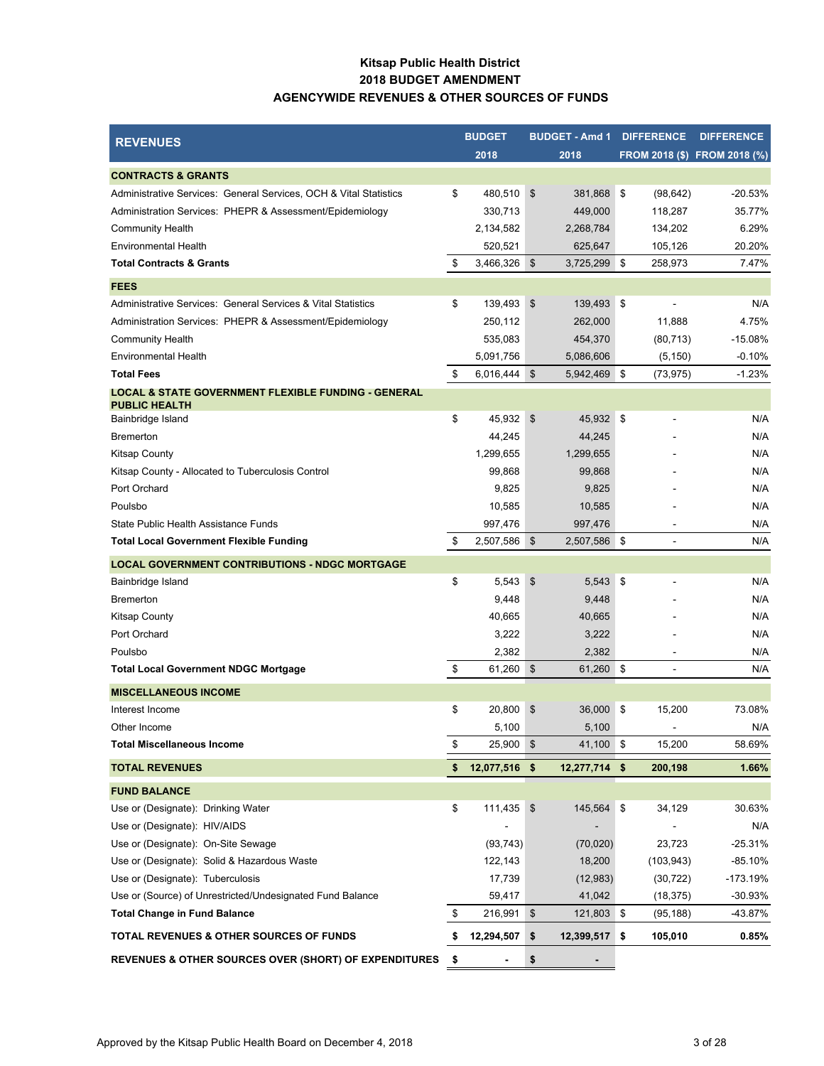**Kitsap Public Health District**
**2018 BUDGET AMENDMENT**
**AGENCYWIDE REVENUES & OTHER SOURCES OF FUNDS**

| REVENUES | BUDGET 2018 | BUDGET - Amd 1 2018 | DIFFERENCE FROM 2018 ($) | DIFFERENCE FROM 2018 (%) |
|---|---|---|---|---|
| **CONTRACTS & GRANTS** | | | | |
| Administrative Services: General Services, OCH & Vital Statistics | $ 480,510 | $ 381,868 | $ (98,642) | -20.53% |
| Administration Services: PHEPR & Assessment/Epidemiology | 330,713 | 449,000 | 118,287 | 35.77% |
| Community Health | 2,134,582 | 2,268,784 | 134,202 | 6.29% |
| Environmental Health | 520,521 | 625,647 | 105,126 | 20.20% |
| **Total Contracts & Grants** | $ 3,466,326 | $ 3,725,299 | $ 258,973 | 7.47% |
| **FEES** | | | | |
| Administrative Services: General Services & Vital Statistics | $ 139,493 | $ 139,493 | $ - | N/A |
| Administration Services: PHEPR & Assessment/Epidemiology | 250,112 | 262,000 | 11,888 | 4.75% |
| Community Health | 535,083 | 454,370 | (80,713) | -15.08% |
| Environmental Health | 5,091,756 | 5,086,606 | (5,150) | -0.10% |
| **Total Fees** | $ 6,016,444 | $ 5,942,469 | $ (73,975) | -1.23% |
| **LOCAL & STATE GOVERNMENT FLEXIBLE FUNDING - GENERAL PUBLIC HEALTH** | | | | |
| Bainbridge Island | $ 45,932 | $ 45,932 | $ - | N/A |
| Bremerton | 44,245 | 44,245 | - | N/A |
| Kitsap County | 1,299,655 | 1,299,655 | - | N/A |
| Kitsap County - Allocated to Tuberculosis Control | 99,868 | 99,868 | - | N/A |
| Port Orchard | 9,825 | 9,825 | - | N/A |
| Poulsbo | 10,585 | 10,585 | - | N/A |
| State Public Health Assistance Funds | 997,476 | 997,476 | - | N/A |
| **Total Local Government Flexible Funding** | $ 2,507,586 | $ 2,507,586 | $ - | N/A |
| **LOCAL GOVERNMENT CONTRIBUTIONS - NDGC MORTGAGE** | | | | |
| Bainbridge Island | $ 5,543 | $ 5,543 | $ - | N/A |
| Bremerton | 9,448 | 9,448 | - | N/A |
| Kitsap County | 40,665 | 40,665 | - | N/A |
| Port Orchard | 3,222 | 3,222 | - | N/A |
| Poulsbo | 2,382 | 2,382 | - | N/A |
| **Total Local Government NDGC Mortgage** | $ 61,260 | $ 61,260 | $ - | N/A |
| **MISCELLANEOUS INCOME** | | | | |
| Interest Income | $ 20,800 | $ 36,000 | $ 15,200 | 73.08% |
| Other Income | 5,100 | 5,100 | - | N/A |
| **Total Miscellaneous Income** | $ 25,900 | $ 41,100 | $ 15,200 | 58.69% |
| **TOTAL REVENUES** | **$ 12,077,516** | **$ 12,277,714** | **$ 200,198** | **1.66%** |
| **FUND BALANCE** | | | | |
| Use or (Designate): Drinking Water | $ 111,435 | $ 145,564 | $ 34,129 | 30.63% |
| Use or (Designate): HIV/AIDS | - | - | - | N/A |
| Use or (Designate): On-Site Sewage | (93,743) | (70,020) | 23,723 | -25.31% |
| Use or (Designate): Solid & Hazardous Waste | 122,143 | 18,200 | (103,943) | -85.10% |
| Use or (Designate): Tuberculosis | 17,739 | (12,983) | (30,722) | -173.19% |
| Use or (Source) of Unrestricted/Undesignated Fund Balance | 59,417 | 41,042 | (18,375) | -30.93% |
| **Total Change in Fund Balance** | $ 216,991 | $ 121,803 | $ (95,188) | -43.87% |
| **TOTAL REVENUES & OTHER SOURCES OF FUNDS** | **$ 12,294,507** | **$ 12,399,517** | **$ 105,010** | **0.85%** |
| **REVENUES & OTHER SOURCES OVER (SHORT) OF EXPENDITURES** | **$ -** | **$ -** | | |

Approved by the Kitsap Public Health Board on December 4, 2018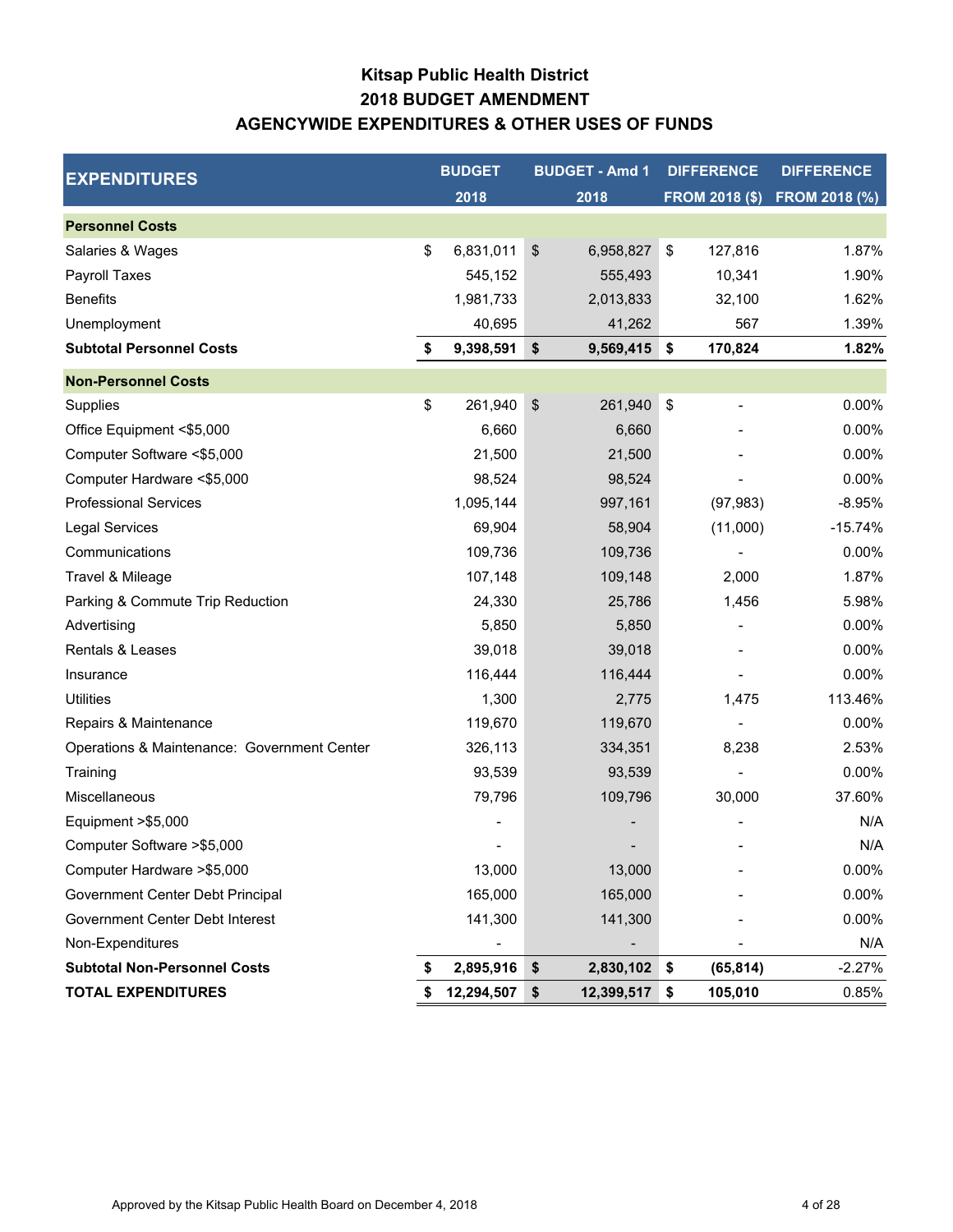# Kitsap Public Health District
## 2018 BUDGET AMENDMENT
## AGENCYWIDE EXPENDITURES & OTHER USES OF FUNDS

| EXPENDITURES | BUDGET 2018 | BUDGET - Amd 1 2018 | DIFFERENCE FROM 2018 ($) | DIFFERENCE FROM 2018 (%) |
|---|---|---|---|---|
| **Personnel Costs** | | | | |
| Salaries & Wages | $ 6,831,011 | $ 6,958,827 | $ 127,816 | 1.87% |
| Payroll Taxes | 545,152 | 555,493 | 10,341 | 1.90% |
| Benefits | 1,981,733 | 2,013,833 | 32,100 | 1.62% |
| Unemployment | 40,695 | 41,262 | 567 | 1.39% |
| **Subtotal Personnel Costs** | **$ 9,398,591** | **$ 9,569,415** | **$ 170,824** | **1.82%** |
| **Non-Personnel Costs** | | | | |
| Supplies | $ 261,940 | $ 261,940 | $ - | 0.00% |
| Office Equipment <$5,000 | 6,660 | 6,660 | - | 0.00% |
| Computer Software <$5,000 | 21,500 | 21,500 | - | 0.00% |
| Computer Hardware <$5,000 | 98,524 | 98,524 | - | 0.00% |
| Professional Services | 1,095,144 | 997,161 | (97,983) | -8.95% |
| Legal Services | 69,904 | 58,904 | (11,000) | -15.74% |
| Communications | 109,736 | 109,736 | - | 0.00% |
| Travel & Mileage | 107,148 | 109,148 | 2,000 | 1.87% |
| Parking & Commute Trip Reduction | 24,330 | 25,786 | 1,456 | 5.98% |
| Advertising | 5,850 | 5,850 | - | 0.00% |
| Rentals & Leases | 39,018 | 39,018 | - | 0.00% |
| Insurance | 116,444 | 116,444 | - | 0.00% |
| Utilities | 1,300 | 2,775 | 1,475 | 113.46% |
| Repairs & Maintenance | 119,670 | 119,670 | - | 0.00% |
| Operations & Maintenance: Government Center | 326,113 | 334,351 | 8,238 | 2.53% |
| Training | 93,539 | 93,539 | - | 0.00% |
| Miscellaneous | 79,796 | 109,796 | 30,000 | 37.60% |
| Equipment >$5,000 | - | - | - | N/A |
| Computer Software >$5,000 | - | - | - | N/A |
| Computer Hardware >$5,000 | 13,000 | 13,000 | - | 0.00% |
| Government Center Debt Principal | 165,000 | 165,000 | - | 0.00% |
| Government Center Debt Interest | 141,300 | 141,300 | - | 0.00% |
| Non-Expenditures | - | - | - | N/A |
| **Subtotal Non-Personnel Costs** | **$ 2,895,916** | **$ 2,830,102** | **$ (65,814)** | -2.27% |
| **TOTAL EXPENDITURES** | **$ 12,294,507** | **$ 12,399,517** | **$ 105,010** | 0.85% |

Approved by the Kitsap Public Health Board on December 4, 2018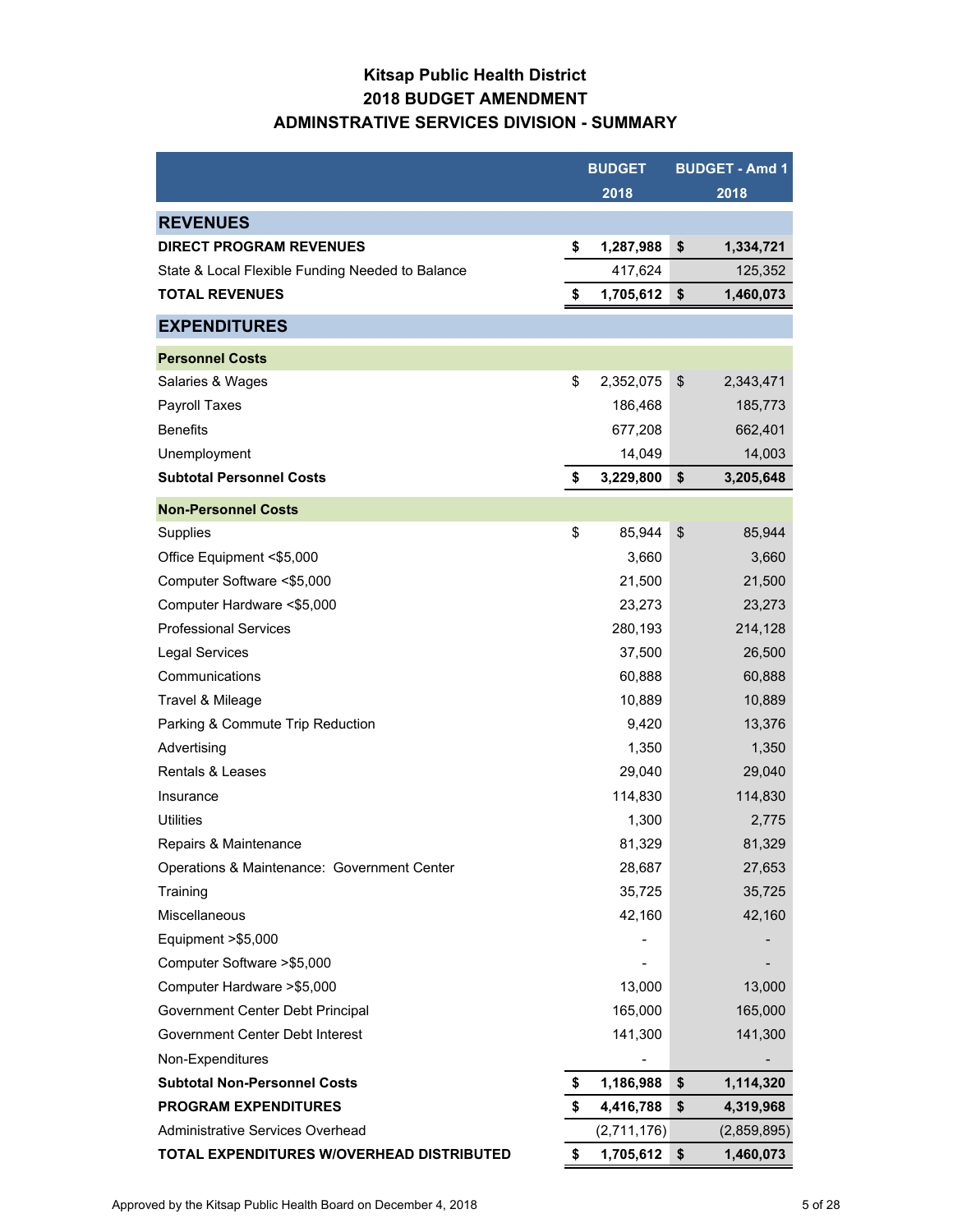# Kitsap Public Health District
## 2018 BUDGET AMENDMENT
## ADMINSTRATIVE SERVICES DIVISION - SUMMARY

| | BUDGET 2018 | BUDGET - Amd 1 2018 |
|---|---|---|
| **REVENUES** | | |
| **DIRECT PROGRAM REVENUES** | **$ 1,287,988** | **$ 1,334,721** |
| State & Local Flexible Funding Needed to Balance | 417,624 | 125,352 |
| **TOTAL REVENUES** | **$ 1,705,612** | **$ 1,460,073** |
| **EXPENDITURES** | | |
| **Personnel Costs** | | |
| Salaries & Wages | $ 2,352,075 | $ 2,343,471 |
| Payroll Taxes | 186,468 | 185,773 |
| Benefits | 677,208 | 662,401 |
| Unemployment | 14,049 | 14,003 |
| **Subtotal Personnel Costs** | **$ 3,229,800** | **$ 3,205,648** |
| **Non-Personnel Costs** | | |
| Supplies | $ 85,944 | $ 85,944 |
| Office Equipment <$5,000 | 3,660 | 3,660 |
| Computer Software <$5,000 | 21,500 | 21,500 |
| Computer Hardware <$5,000 | 23,273 | 23,273 |
| Professional Services | 280,193 | 214,128 |
| Legal Services | 37,500 | 26,500 |
| Communications | 60,888 | 60,888 |
| Travel & Mileage | 10,889 | 10,889 |
| Parking & Commute Trip Reduction | 9,420 | 13,376 |
| Advertising | 1,350 | 1,350 |
| Rentals & Leases | 29,040 | 29,040 |
| Insurance | 114,830 | 114,830 |
| Utilities | 1,300 | 2,775 |
| Repairs & Maintenance | 81,329 | 81,329 |
| Operations & Maintenance: Government Center | 28,687 | 27,653 |
| Training | 35,725 | 35,725 |
| Miscellaneous | 42,160 | 42,160 |
| Equipment >$5,000 | - | - |
| Computer Software >$5,000 | - | - |
| Computer Hardware >$5,000 | 13,000 | 13,000 |
| Government Center Debt Principal | 165,000 | 165,000 |
| Government Center Debt Interest | 141,300 | 141,300 |
| Non-Expenditures | - | - |
| **Subtotal Non-Personnel Costs** | **$ 1,186,988** | **$ 1,114,320** |
| **PROGRAM EXPENDITURES** | **$ 4,416,788** | **$ 4,319,968** |
| Administrative Services Overhead | (2,711,176) | (2,859,895) |
| **TOTAL EXPENDITURES W/OVERHEAD DISTRIBUTED** | **$ 1,705,612** | **$ 1,460,073** |

Approved by the Kitsap Public Health Board on December 4, 2018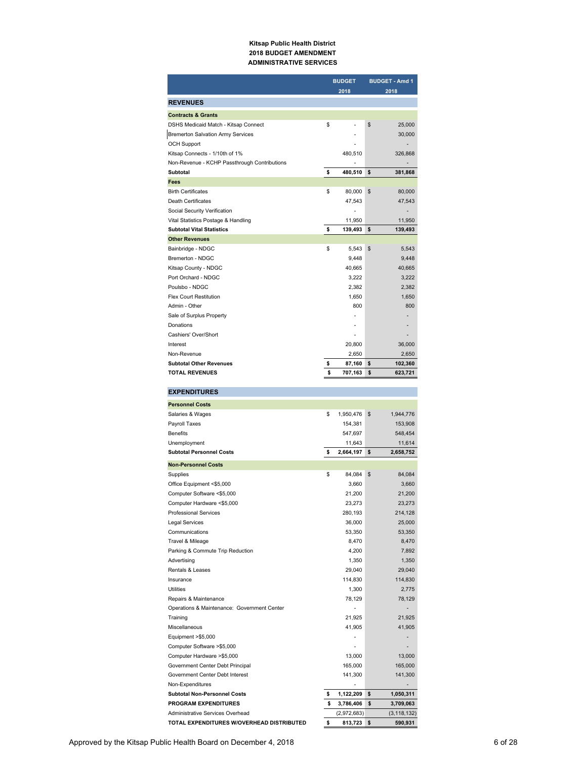**Kitsap Public Health District**
**2018 BUDGET AMENDMENT**
**ADMINISTRATIVE SERVICES**

| | BUDGET 2018 | BUDGET - Amd 1 2018 |
|---|---|---|
| **REVENUES** | | |
| **Contracts & Grants** | | |
| DSHS Medicaid Match - Kitsap Connect | $ - | $ 25,000 |
| Bremerton Salvation Army Services | - | 30,000 |
| OCH Support | - | - |
| Kitsap Connects - 1/10th of 1% | 480,510 | 326,868 |
| Non-Revenue - KCHP Passthrough Contributions | - | - |
| **Subtotal** | **$ 480,510** | **$ 381,868** |
| **Fees** | | |
| Birth Certificates | $ 80,000 | $ 80,000 |
| Death Certificates | 47,543 | 47,543 |
| Social Security Verification | - | - |
| Vital Statistics Postage & Handling | 11,950 | 11,950 |
| **Subtotal Vital Statistics** | **$ 139,493** | **$ 139,493** |
| **Other Revenues** | | |
| Bainbridge - NDGC | $ 5,543 | $ 5,543 |
| Bremerton - NDGC | 9,448 | 9,448 |
| Kitsap County - NDGC | 40,665 | 40,665 |
| Port Orchard - NDGC | 3,222 | 3,222 |
| Poulsbo - NDGC | 2,382 | 2,382 |
| Flex Court Restitution | 1,650 | 1,650 |
| Admin - Other | 800 | 800 |
| Sale of Surplus Property | - | - |
| Donations | - | - |
| Cashiers' Over/Short | - | - |
| Interest | 20,800 | 36,000 |
| Non-Revenue | 2,650 | 2,650 |
| **Subtotal Other Revenues** | **$ 87,160** | **$ 102,360** |
| **TOTAL REVENUES** | **$ 707,163** | **$ 623,721** |
| **EXPENDITURES** | | |
| **Personnel Costs** | | |
| Salaries & Wages | $ 1,950,476 | $ 1,944,776 |
| Payroll Taxes | 154,381 | 153,908 |
| Benefits | 547,697 | 548,454 |
| Unemployment | 11,643 | 11,614 |
| **Subtotal Personnel Costs** | **$ 2,664,197** | **$ 2,658,752** |
| **Non-Personnel Costs** | | |
| Supplies | $ 84,084 | $ 84,084 |
| Office Equipment <$5,000 | 3,660 | 3,660 |
| Computer Software <$5,000 | 21,200 | 21,200 |
| Computer Hardware <$5,000 | 23,273 | 23,273 |
| Professional Services | 280,193 | 214,128 |
| Legal Services | 36,000 | 25,000 |
| Communications | 53,350 | 53,350 |
| Travel & Mileage | 8,470 | 8,470 |
| Parking & Commute Trip Reduction | 4,200 | 7,892 |
| Advertising | 1,350 | 1,350 |
| Rentals & Leases | 29,040 | 29,040 |
| Insurance | 114,830 | 114,830 |
| Utilities | 1,300 | 2,775 |
| Repairs & Maintenance | 78,129 | 78,129 |
| Operations & Maintenance: Government Center | - | - |
| Training | 21,925 | 21,925 |
| Miscellaneous | 41,905 | 41,905 |
| Equipment >$5,000 | - | - |
| Computer Software >$5,000 | - | - |
| Computer Hardware >$5,000 | 13,000 | 13,000 |
| Government Center Debt Principal | 165,000 | 165,000 |
| Government Center Debt Interest | 141,300 | 141,300 |
| Non-Expenditures | - | - |
| **Subtotal Non-Personnel Costs** | **$ 1,122,209** | **$ 1,050,311** |
| **PROGRAM EXPENDITURES** | **$ 3,786,406** | **$ 3,709,063** |
| Administrative Services Overhead | (2,972,683) | (3,118,132) |
| **TOTAL EXPENDITURES W/OVERHEAD DISTRIBUTED** | **$ 813,723** | **$ 590,931** |

Approved by the Kitsap Public Health Board on December 4, 2018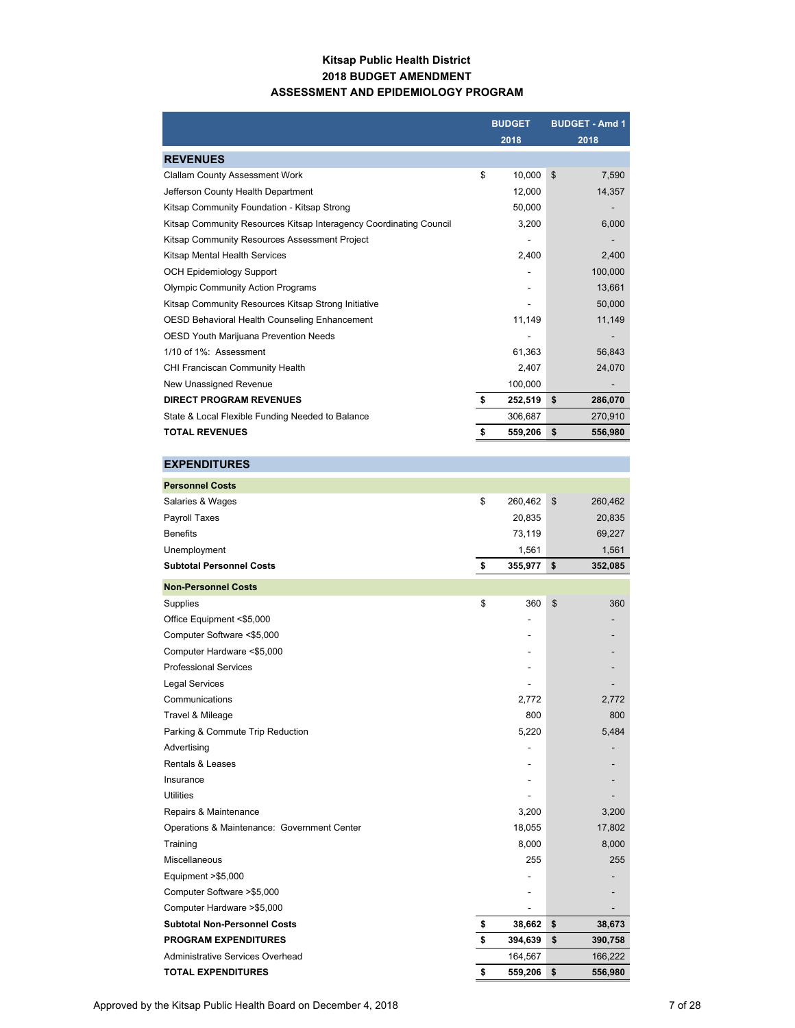# Kitsap Public Health District
## 2018 BUDGET AMENDMENT
## ASSESSMENT AND EPIDEMIOLOGY PROGRAM

| | BUDGET 2018 | BUDGET - Amd 1 2018 |
|---|---|---|
| **REVENUES** | | |
| Clallam County Assessment Work | $ 10,000 | $ 7,590 |
| Jefferson County Health Department | 12,000 | 14,357 |
| Kitsap Community Foundation - Kitsap Strong | 50,000 | - |
| Kitsap Community Resources Kitsap Interagency Coordinating Council | 3,200 | 6,000 |
| Kitsap Community Resources Assessment Project | - | - |
| Kitsap Mental Health Services | 2,400 | 2,400 |
| OCH Epidemiology Support | - | 100,000 |
| Olympic Community Action Programs | - | 13,661 |
| Kitsap Community Resources Kitsap Strong Initiative | - | 50,000 |
| OESD Behavioral Health Counseling Enhancement | 11,149 | 11,149 |
| OESD Youth Marijuana Prevention Needs | - | - |
| 1/10 of 1%: Assessment | 61,363 | 56,843 |
| CHI Franciscan Community Health | 2,407 | 24,070 |
| New Unassigned Revenue | 100,000 | - |
| **DIRECT PROGRAM REVENUES** | **$ 252,519** | **$ 286,070** |
| State & Local Flexible Funding Needed to Balance | 306,687 | 270,910 |
| **TOTAL REVENUES** | **$ 559,206** | **$ 556,980** |
| **EXPENDITURES** | | |
| **Personnel Costs** | | |
| Salaries & Wages | $ 260,462 | $ 260,462 |
| Payroll Taxes | 20,835 | 20,835 |
| Benefits | 73,119 | 69,227 |
| Unemployment | 1,561 | 1,561 |
| **Subtotal Personnel Costs** | **$ 355,977** | **$ 352,085** |
| **Non-Personnel Costs** | | |
| Supplies | $ 360 | $ 360 |
| Office Equipment <$5,000 | - | - |
| Computer Software <$5,000 | - | - |
| Computer Hardware <$5,000 | - | - |
| Professional Services | - | - |
| Legal Services | - | - |
| Communications | 2,772 | 2,772 |
| Travel & Mileage | 800 | 800 |
| Parking & Commute Trip Reduction | 5,220 | 5,484 |
| Advertising | - | - |
| Rentals & Leases | - | - |
| Insurance | - | - |
| Utilities | - | - |
| Repairs & Maintenance | 3,200 | 3,200 |
| Operations & Maintenance: Government Center | 18,055 | 17,802 |
| Training | 8,000 | 8,000 |
| Miscellaneous | 255 | 255 |
| Equipment >$5,000 | - | - |
| Computer Software >$5,000 | - | - |
| Computer Hardware >$5,000 | - | - |
| **Subtotal Non-Personnel Costs** | **$ 38,662** | **$ 38,673** |
| **PROGRAM EXPENDITURES** | **$ 394,639** | **$ 390,758** |
| Administrative Services Overhead | 164,567 | 166,222 |
| **TOTAL EXPENDITURES** | **$ 559,206** | **$ 556,980** |

Approved by the Kitsap Public Health Board on December 4, 2018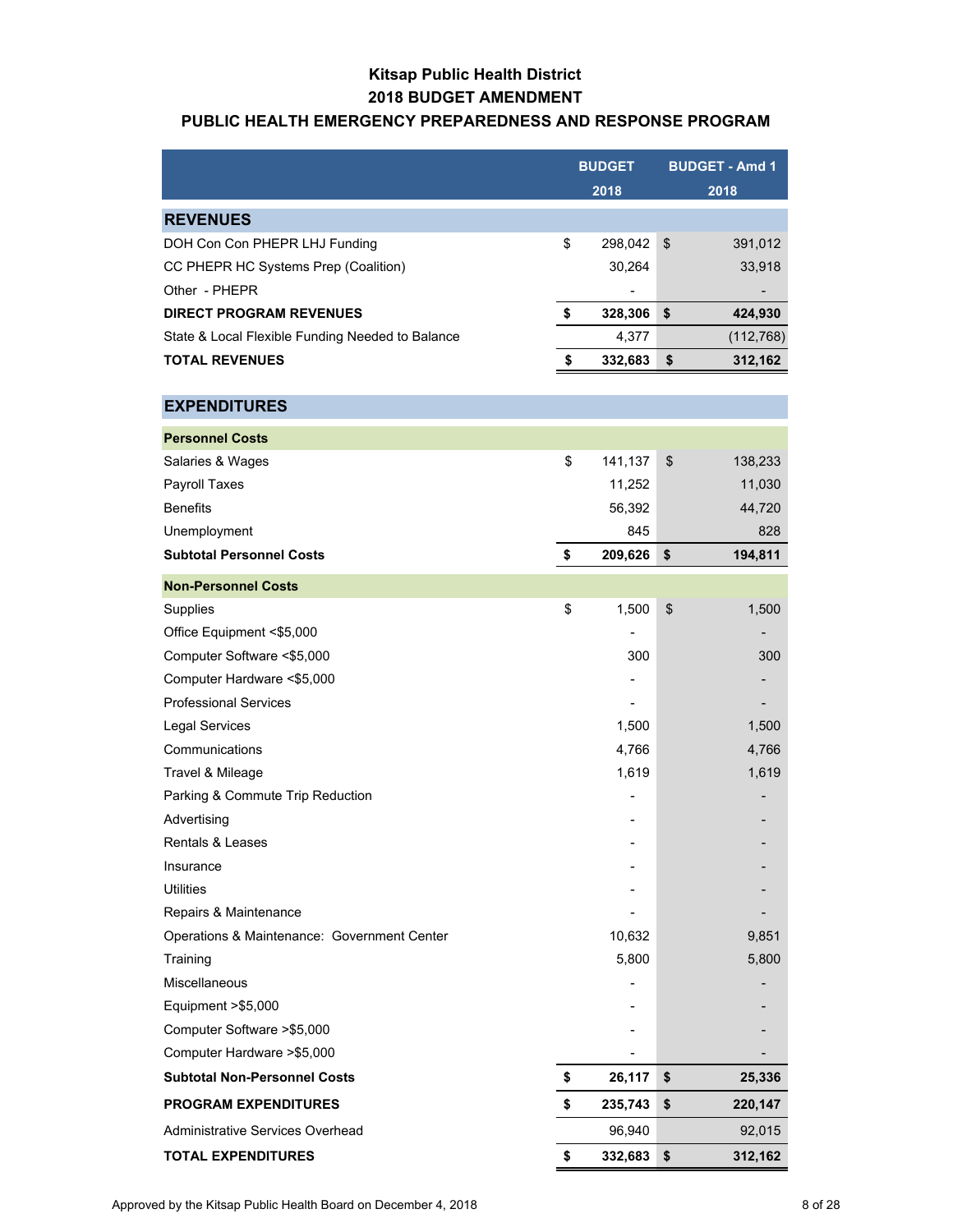# Kitsap Public Health District
## 2018 BUDGET AMENDMENT
## PUBLIC HEALTH EMERGENCY PREPAREDNESS AND RESPONSE PROGRAM

| | BUDGET 2018 | BUDGET - Amd 1 2018 |
|---|---|---|
| **REVENUES** | | |
| DOH Con Con PHEPR LHJ Funding | $ 298,042 | $ 391,012 |
| CC PHEPR HC Systems Prep (Coalition) | 30,264 | 33,918 |
| Other - PHEPR | - | - |
| **DIRECT PROGRAM REVENUES** | **$ 328,306** | **$ 424,930** |
| State & Local Flexible Funding Needed to Balance | 4,377 | (112,768) |
| **TOTAL REVENUES** | **$ 332,683** | **$ 312,162** |
| **EXPENDITURES** | | |
| **Personnel Costs** | | |
| Salaries & Wages | $ 141,137 | $ 138,233 |
| Payroll Taxes | 11,252 | 11,030 |
| Benefits | 56,392 | 44,720 |
| Unemployment | 845 | 828 |
| **Subtotal Personnel Costs** | **$ 209,626** | **$ 194,811** |
| **Non-Personnel Costs** | | |
| Supplies | $ 1,500 | $ 1,500 |
| Office Equipment <$5,000 | - | - |
| Computer Software <$5,000 | 300 | 300 |
| Computer Hardware <$5,000 | - | - |
| Professional Services | - | - |
| Legal Services | 1,500 | 1,500 |
| Communications | 4,766 | 4,766 |
| Travel & Mileage | 1,619 | 1,619 |
| Parking & Commute Trip Reduction | - | - |
| Advertising | - | - |
| Rentals & Leases | - | - |
| Insurance | - | - |
| Utilities | - | - |
| Repairs & Maintenance | - | - |
| Operations & Maintenance: Government Center | 10,632 | 9,851 |
| Training | 5,800 | 5,800 |
| Miscellaneous | - | - |
| Equipment >$5,000 | - | - |
| Computer Software >$5,000 | - | - |
| Computer Hardware >$5,000 | - | - |
| **Subtotal Non-Personnel Costs** | **$ 26,117** | **$ 25,336** |
| **PROGRAM EXPENDITURES** | **$ 235,743** | **$ 220,147** |
| Administrative Services Overhead | 96,940 | 92,015 |
| **TOTAL EXPENDITURES** | **$ 332,683** | **$ 312,162** |

Approved by the Kitsap Public Health Board on December 4, 2018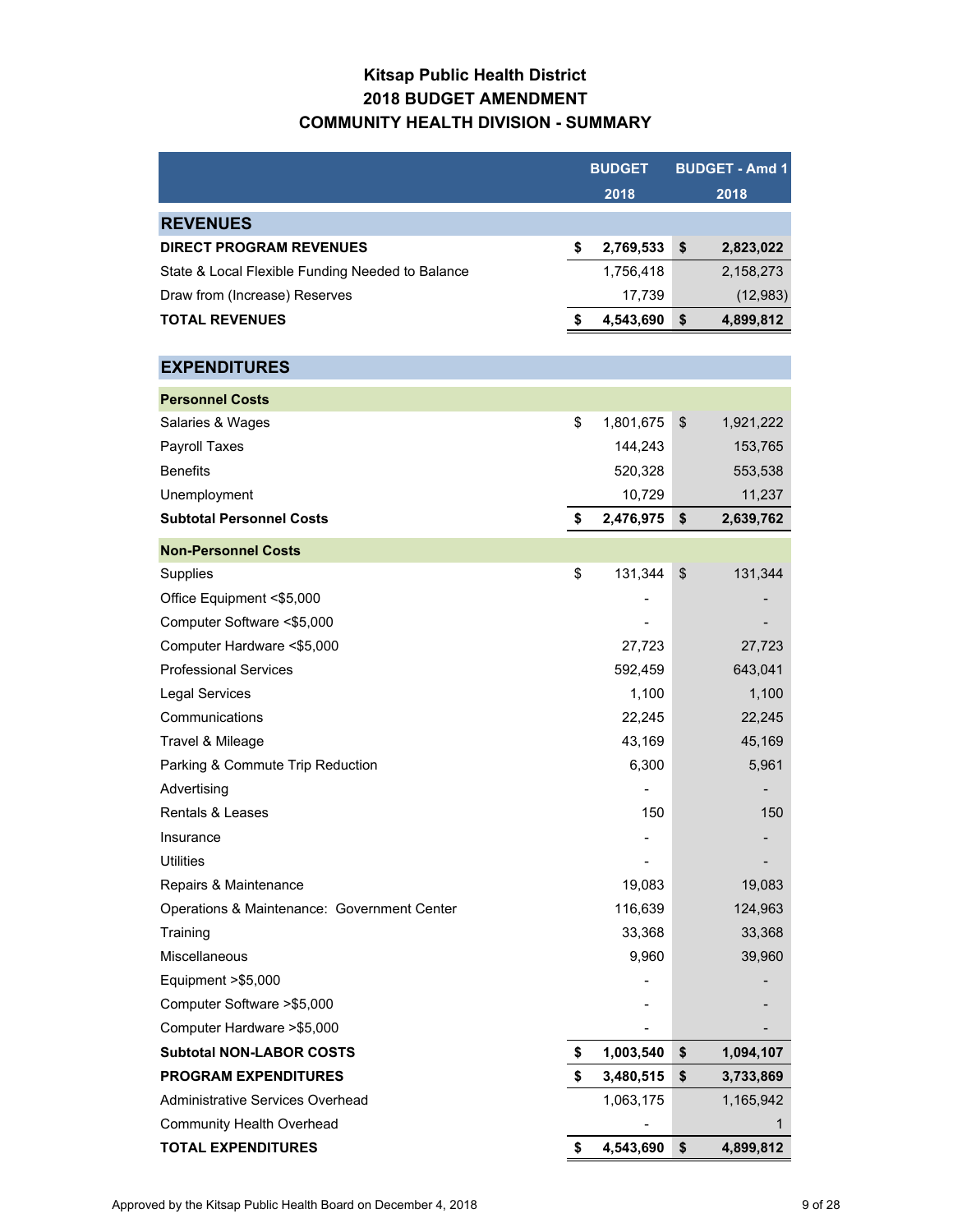# Kitsap Public Health District
## 2018 BUDGET AMENDMENT
## COMMUNITY HEALTH DIVISION - SUMMARY

| | BUDGET 2018 | BUDGET - Amd 1 2018 |
|---|---|---|
| **REVENUES** | | |
| **DIRECT PROGRAM REVENUES** | **$ 2,769,533** | **$ 2,823,022** |
| State & Local Flexible Funding Needed to Balance | 1,756,418 | 2,158,273 |
| Draw from (Increase) Reserves | 17,739 | (12,983) |
| **TOTAL REVENUES** | **$ 4,543,690** | **$ 4,899,812** |
| **EXPENDITURES** | | |
| **Personnel Costs** | | |
| Salaries & Wages | $ 1,801,675 | $ 1,921,222 |
| Payroll Taxes | 144,243 | 153,765 |
| Benefits | 520,328 | 553,538 |
| Unemployment | 10,729 | 11,237 |
| **Subtotal Personnel Costs** | **$ 2,476,975** | **$ 2,639,762** |
| **Non-Personnel Costs** | | |
| Supplies | $ 131,344 | $ 131,344 |
| Office Equipment <$5,000 | - | - |
| Computer Software <$5,000 | - | - |
| Computer Hardware <$5,000 | 27,723 | 27,723 |
| Professional Services | 592,459 | 643,041 |
| Legal Services | 1,100 | 1,100 |
| Communications | 22,245 | 22,245 |
| Travel & Mileage | 43,169 | 45,169 |
| Parking & Commute Trip Reduction | 6,300 | 5,961 |
| Advertising | - | - |
| Rentals & Leases | 150 | 150 |
| Insurance | - | - |
| Utilities | - | - |
| Repairs & Maintenance | 19,083 | 19,083 |
| Operations & Maintenance: Government Center | 116,639 | 124,963 |
| Training | 33,368 | 33,368 |
| Miscellaneous | 9,960 | 39,960 |
| Equipment >$5,000 | - | - |
| Computer Software >$5,000 | - | - |
| Computer Hardware >$5,000 | - | - |
| **Subtotal NON-LABOR COSTS** | **$ 1,003,540** | **$ 1,094,107** |
| **PROGRAM EXPENDITURES** | **$ 3,480,515** | **$ 3,733,869** |
| Administrative Services Overhead | 1,063,175 | 1,165,942 |
| Community Health Overhead | - | 1 |
| **TOTAL EXPENDITURES** | **$ 4,543,690** | **$ 4,899,812** |

Approved by the Kitsap Public Health Board on December 4, 2018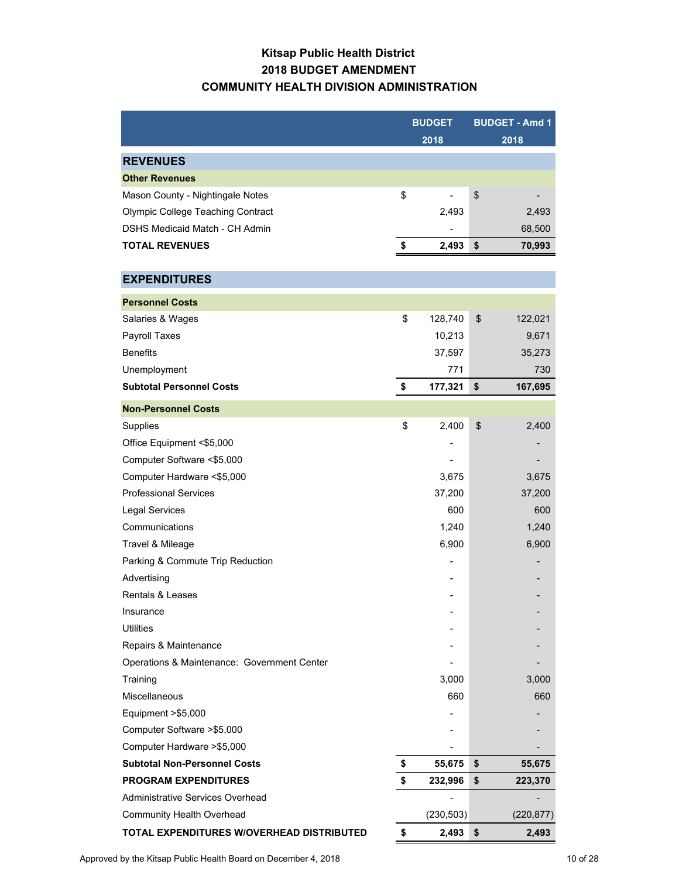# Kitsap Public Health District
## 2018 BUDGET AMENDMENT
## COMMUNITY HEALTH DIVISION ADMINISTRATION

| | BUDGET 2018 | BUDGET - Amd 1 2018 |
|---|---|---|
| **REVENUES** | | |
| **Other Revenues** | | |
| Mason County - Nightingale Notes | $ - | $ - |
| Olympic College Teaching Contract | 2,493 | 2,493 |
| DSHS Medicaid Match - CH Admin | - | 68,500 |
| **TOTAL REVENUES** | **$ 2,493** | **$ 70,993** |
| | | |
| **EXPENDITURES** | | |
| **Personnel Costs** | | |
| Salaries & Wages | $ 128,740 | $ 122,021 |
| Payroll Taxes | 10,213 | 9,671 |
| Benefits | 37,597 | 35,273 |
| Unemployment | 771 | 730 |
| **Subtotal Personnel Costs** | **$ 177,321** | **$ 167,695** |
| **Non-Personnel Costs** | | |
| Supplies | $ 2,400 | $ 2,400 |
| Office Equipment <$5,000 | - | - |
| Computer Software <$5,000 | - | - |
| Computer Hardware <$5,000 | 3,675 | 3,675 |
| Professional Services | 37,200 | 37,200 |
| Legal Services | 600 | 600 |
| Communications | 1,240 | 1,240 |
| Travel & Mileage | 6,900 | 6,900 |
| Parking & Commute Trip Reduction | - | - |
| Advertising | - | - |
| Rentals & Leases | - | - |
| Insurance | - | - |
| Utilities | - | - |
| Repairs & Maintenance | - | - |
| Operations & Maintenance: Government Center | - | - |
| Training | 3,000 | 3,000 |
| Miscellaneous | 660 | 660 |
| Equipment >$5,000 | - | - |
| Computer Software >$5,000 | - | - |
| Computer Hardware >$5,000 | - | - |
| **Subtotal Non-Personnel Costs** | **$ 55,675** | **$ 55,675** |
| **PROGRAM EXPENDITURES** | **$ 232,996** | **$ 223,370** |
| Administrative Services Overhead | - | - |
| Community Health Overhead | (230,503) | (220,877) |
| **TOTAL EXPENDITURES W/OVERHEAD DISTRIBUTED** | **$ 2,493** | **$ 2,493** |

Approved by the Kitsap Public Health Board on December 4, 2018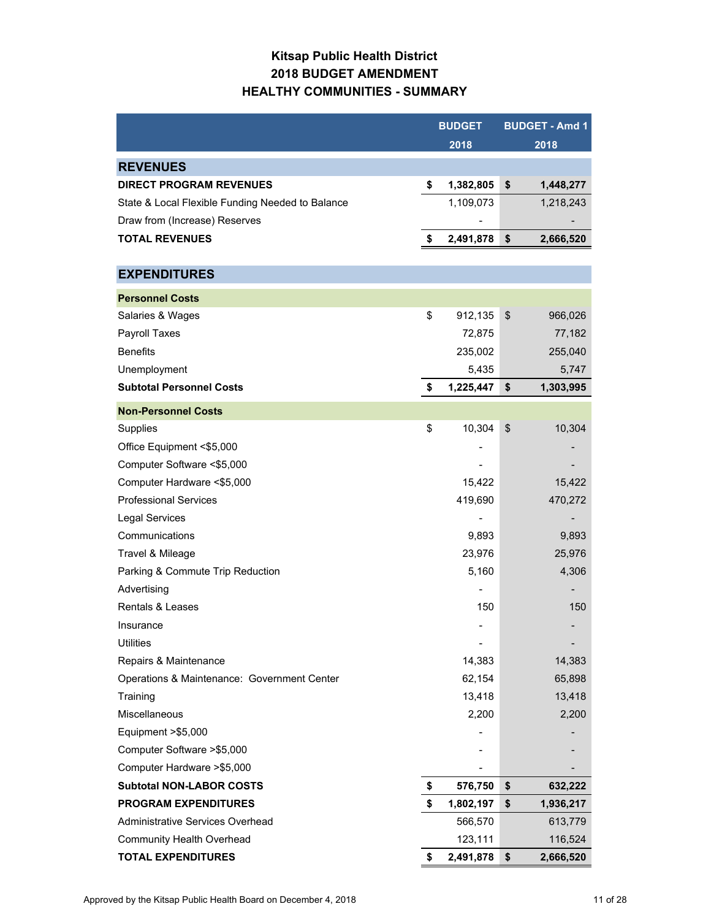# Kitsap Public Health District
## 2018 BUDGET AMENDMENT
## HEALTHY COMMUNITIES - SUMMARY

| | BUDGET 2018 | BUDGET - Amd 1 2018 |
|---|---|---|
| **REVENUES** | | |
| **DIRECT PROGRAM REVENUES** | **$ 1,382,805** | **$ 1,448,277** |
| State & Local Flexible Funding Needed to Balance | 1,109,073 | 1,218,243 |
| Draw from (Increase) Reserves | - | - |
| **TOTAL REVENUES** | **$ 2,491,878** | **$ 2,666,520** |
| **EXPENDITURES** | | |
| **Personnel Costs** | | |
| Salaries & Wages | $ 912,135 | $ 966,026 |
| Payroll Taxes | 72,875 | 77,182 |
| Benefits | 235,002 | 255,040 |
| Unemployment | 5,435 | 5,747 |
| **Subtotal Personnel Costs** | **$ 1,225,447** | **$ 1,303,995** |
| **Non-Personnel Costs** | | |
| Supplies | $ 10,304 | $ 10,304 |
| Office Equipment <$5,000 | - | - |
| Computer Software <$5,000 | - | - |
| Computer Hardware <$5,000 | 15,422 | 15,422 |
| Professional Services | 419,690 | 470,272 |
| Legal Services | - | - |
| Communications | 9,893 | 9,893 |
| Travel & Mileage | 23,976 | 25,976 |
| Parking & Commute Trip Reduction | 5,160 | 4,306 |
| Advertising | - | - |
| Rentals & Leases | 150 | 150 |
| Insurance | - | - |
| Utilities | - | - |
| Repairs & Maintenance | 14,383 | 14,383 |
| Operations & Maintenance: Government Center | 62,154 | 65,898 |
| Training | 13,418 | 13,418 |
| Miscellaneous | 2,200 | 2,200 |
| Equipment >$5,000 | - | - |
| Computer Software >$5,000 | - | - |
| Computer Hardware >$5,000 | - | - |
| **Subtotal NON-LABOR COSTS** | **$ 576,750** | **$ 632,222** |
| **PROGRAM EXPENDITURES** | **$ 1,802,197** | **$ 1,936,217** |
| Administrative Services Overhead | 566,570 | 613,779 |
| Community Health Overhead | 123,111 | 116,524 |
| **TOTAL EXPENDITURES** | **$ 2,491,878** | **$ 2,666,520** |

Approved by the Kitsap Public Health Board on December 4, 2018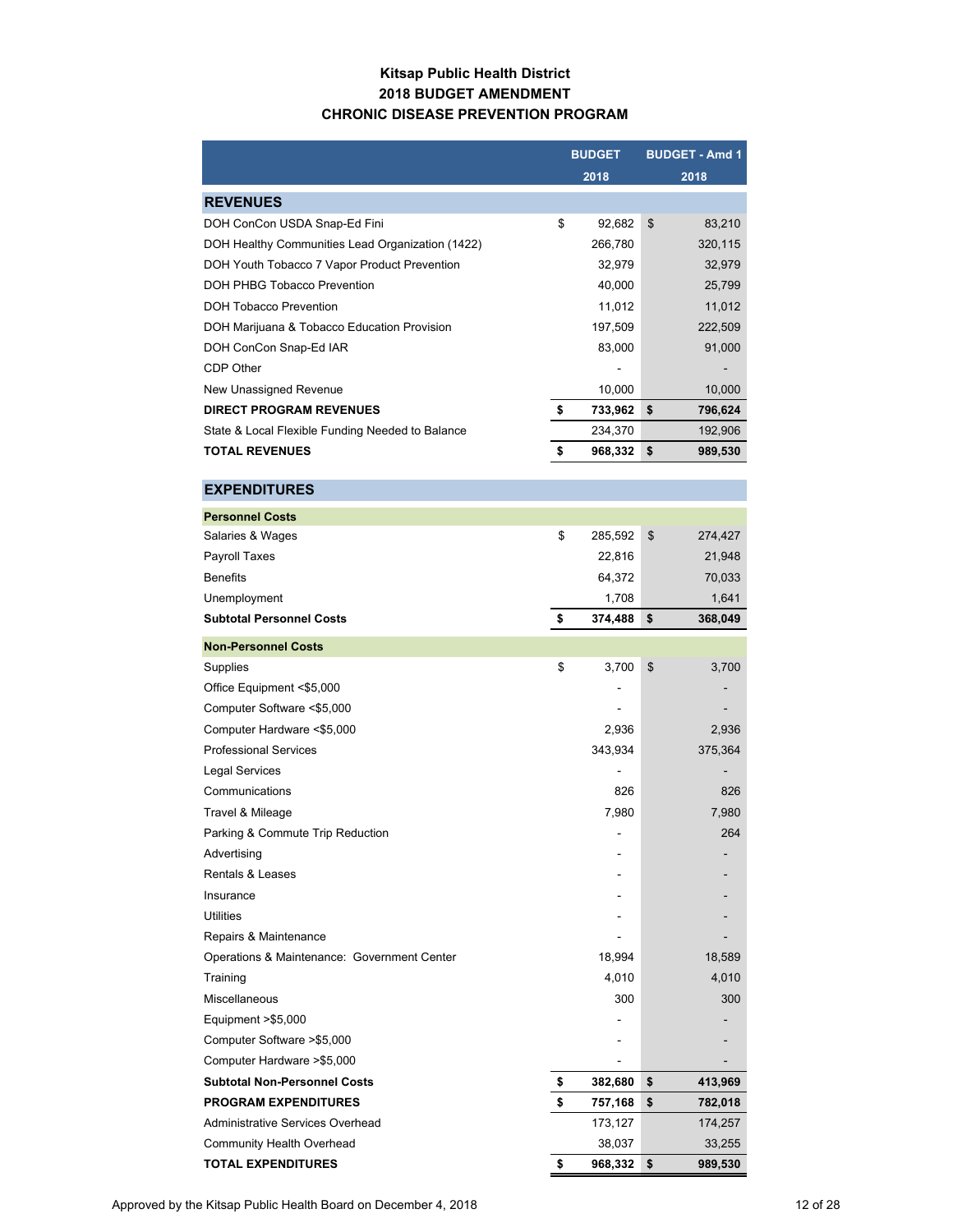# Kitsap Public Health District
## 2018 BUDGET AMENDMENT
## CHRONIC DISEASE PREVENTION PROGRAM

| | BUDGET 2018 | BUDGET - Amd 1 2018 |
|---|---|---|
| **REVENUES** | | |
| DOH ConCon USDA Snap-Ed Fini | $ 92,682 | $ 83,210 |
| DOH Healthy Communities Lead Organization (1422) | 266,780 | 320,115 |
| DOH Youth Tobacco 7 Vapor Product Prevention | 32,979 | 32,979 |
| DOH PHBG Tobacco Prevention | 40,000 | 25,799 |
| DOH Tobacco Prevention | 11,012 | 11,012 |
| DOH Marijuana & Tobacco Education Provision | 197,509 | 222,509 |
| DOH ConCon Snap-Ed IAR | 83,000 | 91,000 |
| CDP Other | - | - |
| New Unassigned Revenue | 10,000 | 10,000 |
| **DIRECT PROGRAM REVENUES** | **$ 733,962** | **$ 796,624** |
| State & Local Flexible Funding Needed to Balance | 234,370 | 192,906 |
| **TOTAL REVENUES** | **$ 968,332** | **$ 989,530** |
| **EXPENDITURES** | | |
| **Personnel Costs** | | |
| Salaries & Wages | $ 285,592 | $ 274,427 |
| Payroll Taxes | 22,816 | 21,948 |
| Benefits | 64,372 | 70,033 |
| Unemployment | 1,708 | 1,641 |
| **Subtotal Personnel Costs** | **$ 374,488** | **$ 368,049** |
| **Non-Personnel Costs** | | |
| Supplies | $ 3,700 | $ 3,700 |
| Office Equipment <$5,000 | - | - |
| Computer Software <$5,000 | - | - |
| Computer Hardware <$5,000 | 2,936 | 2,936 |
| Professional Services | 343,934 | 375,364 |
| Legal Services | - | - |
| Communications | 826 | 826 |
| Travel & Mileage | 7,980 | 7,980 |
| Parking & Commute Trip Reduction | - | 264 |
| Advertising | - | - |
| Rentals & Leases | - | - |
| Insurance | - | - |
| Utilities | - | - |
| Repairs & Maintenance | - | - |
| Operations & Maintenance: Government Center | 18,994 | 18,589 |
| Training | 4,010 | 4,010 |
| Miscellaneous | 300 | 300 |
| Equipment >$5,000 | - | - |
| Computer Software >$5,000 | - | - |
| Computer Hardware >$5,000 | - | - |
| **Subtotal Non-Personnel Costs** | **$ 382,680** | **$ 413,969** |
| **PROGRAM EXPENDITURES** | **$ 757,168** | **$ 782,018** |
| Administrative Services Overhead | 173,127 | 174,257 |
| Community Health Overhead | 38,037 | 33,255 |
| **TOTAL EXPENDITURES** | **$ 968,332** | **$ 989,530** |

Approved by the Kitsap Public Health Board on December 4, 2018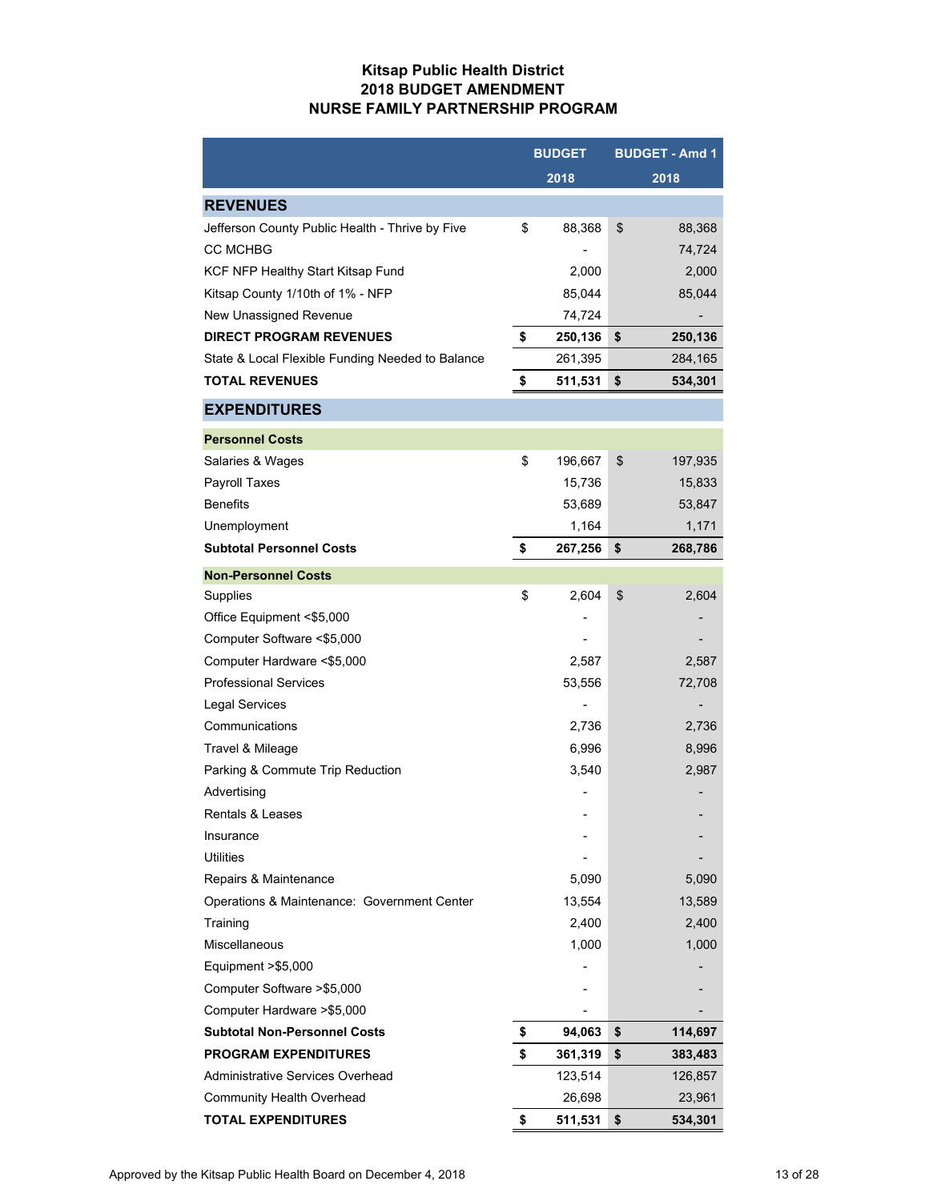# Kitsap Public Health District
## 2018 BUDGET AMENDMENT
## NURSE FAMILY PARTNERSHIP PROGRAM

| | BUDGET 2018 | BUDGET - Amd 1 2018 |
|---|---|---|
| **REVENUES** | | |
| Jefferson County Public Health - Thrive by Five | $ 88,368 | $ 88,368 |
| CC MCHBG | - | 74,724 |
| KCF NFP Healthy Start Kitsap Fund | 2,000 | 2,000 |
| Kitsap County 1/10th of 1% - NFP | 85,044 | 85,044 |
| New Unassigned Revenue | 74,724 | - |
| **DIRECT PROGRAM REVENUES** | **$ 250,136** | **$ 250,136** |
| State & Local Flexible Funding Needed to Balance | 261,395 | 284,165 |
| **TOTAL REVENUES** | **$ 511,531** | **$ 534,301** |
| **EXPENDITURES** | | |
| **Personnel Costs** | | |
| Salaries & Wages | $ 196,667 | $ 197,935 |
| Payroll Taxes | 15,736 | 15,833 |
| Benefits | 53,689 | 53,847 |
| Unemployment | 1,164 | 1,171 |
| **Subtotal Personnel Costs** | **$ 267,256** | **$ 268,786** |
| **Non-Personnel Costs** | | |
| Supplies | $ 2,604 | $ 2,604 |
| Office Equipment <$5,000 | - | - |
| Computer Software <$5,000 | - | - |
| Computer Hardware <$5,000 | 2,587 | 2,587 |
| Professional Services | 53,556 | 72,708 |
| Legal Services | - | - |
| Communications | 2,736 | 2,736 |
| Travel & Mileage | 6,996 | 8,996 |
| Parking & Commute Trip Reduction | 3,540 | 2,987 |
| Advertising | - | - |
| Rentals & Leases | - | - |
| Insurance | - | - |
| Utilities | - | - |
| Repairs & Maintenance | 5,090 | 5,090 |
| Operations & Maintenance: Government Center | 13,554 | 13,589 |
| Training | 2,400 | 2,400 |
| Miscellaneous | 1,000 | 1,000 |
| Equipment >$5,000 | - | - |
| Computer Software >$5,000 | - | - |
| Computer Hardware >$5,000 | - | - |
| **Subtotal Non-Personnel Costs** | **$ 94,063** | **$ 114,697** |
| **PROGRAM EXPENDITURES** | **$ 361,319** | **$ 383,483** |
| Administrative Services Overhead | 123,514 | 126,857 |
| Community Health Overhead | 26,698 | 23,961 |
| **TOTAL EXPENDITURES** | **$ 511,531** | **$ 534,301** |

Approved by the Kitsap Public Health Board on December 4, 2018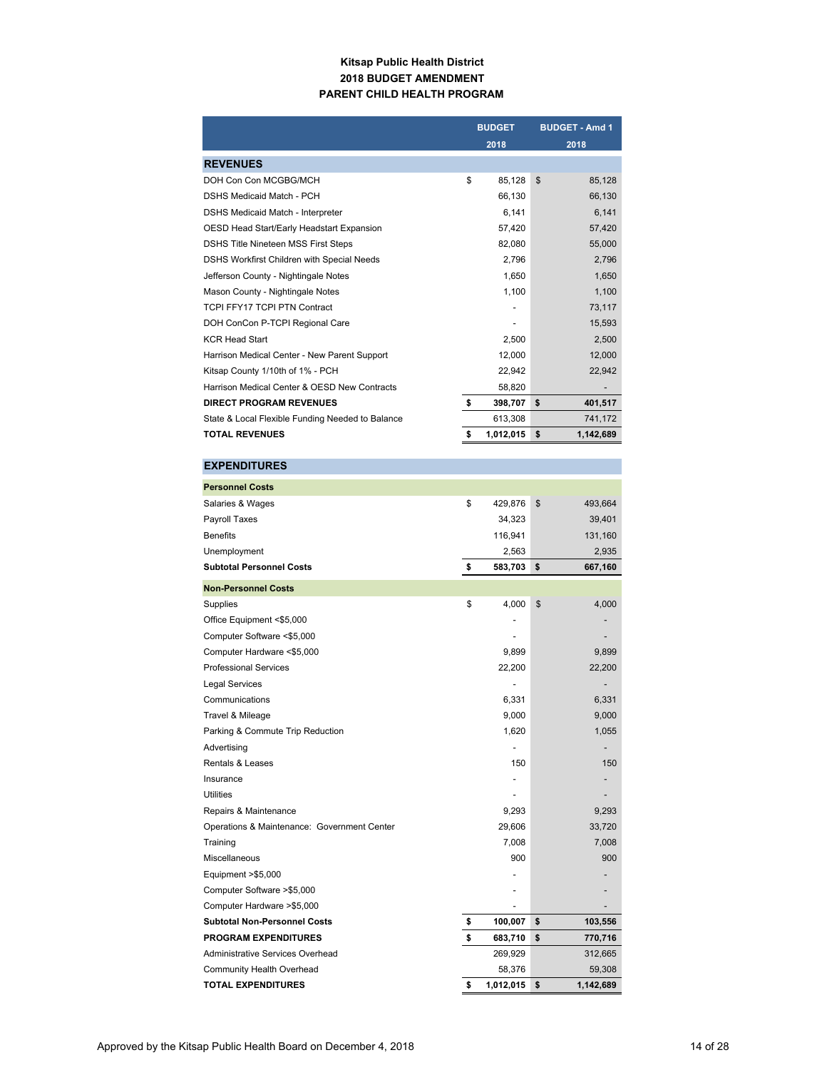**Kitsap Public Health District**
**2018 BUDGET AMENDMENT**
**PARENT CHILD HEALTH PROGRAM**

| | BUDGET 2018 | BUDGET - Amd 1 2018 |
|---|---|---|
| **REVENUES** | | |
| DOH Con Con MCGBG/MCH | $ 85,128 | $ 85,128 |
| DSHS Medicaid Match - PCH | 66,130 | 66,130 |
| DSHS Medicaid Match - Interpreter | 6,141 | 6,141 |
| OESD Head Start/Early Headstart Expansion | 57,420 | 57,420 |
| DSHS Title Nineteen MSS First Steps | 82,080 | 55,000 |
| DSHS Workfirst Children with Special Needs | 2,796 | 2,796 |
| Jefferson County - Nightingale Notes | 1,650 | 1,650 |
| Mason County - Nightingale Notes | 1,100 | 1,100 |
| TCPI FFY17 TCPI PTN Contract | - | 73,117 |
| DOH ConCon P-TCPI Regional Care | - | 15,593 |
| KCR Head Start | 2,500 | 2,500 |
| Harrison Medical Center - New Parent Support | 12,000 | 12,000 |
| Kitsap County 1/10th of 1% - PCH | 22,942 | 22,942 |
| Harrison Medical Center & OESD New Contracts | 58,820 | - |
| **DIRECT PROGRAM REVENUES** | **$ 398,707** | **$ 401,517** |
| State & Local Flexible Funding Needed to Balance | 613,308 | 741,172 |
| **TOTAL REVENUES** | **$ 1,012,015** | **$ 1,142,689** |
| **EXPENDITURES** | | |
| **Personnel Costs** | | |
| Salaries & Wages | $ 429,876 | $ 493,664 |
| Payroll Taxes | 34,323 | 39,401 |
| Benefits | 116,941 | 131,160 |
| Unemployment | 2,563 | 2,935 |
| **Subtotal Personnel Costs** | **$ 583,703** | **$ 667,160** |
| **Non-Personnel Costs** | | |
| Supplies | $ 4,000 | $ 4,000 |
| Office Equipment <$5,000 | - | - |
| Computer Software <$5,000 | - | - |
| Computer Hardware <$5,000 | 9,899 | 9,899 |
| Professional Services | 22,200 | 22,200 |
| Legal Services | - | - |
| Communications | 6,331 | 6,331 |
| Travel & Mileage | 9,000 | 9,000 |
| Parking & Commute Trip Reduction | 1,620 | 1,055 |
| Advertising | - | - |
| Rentals & Leases | 150 | 150 |
| Insurance | - | - |
| Utilities | - | - |
| Repairs & Maintenance | 9,293 | 9,293 |
| Operations & Maintenance: Government Center | 29,606 | 33,720 |
| Training | 7,008 | 7,008 |
| Miscellaneous | 900 | 900 |
| Equipment >$5,000 | - | - |
| Computer Software >$5,000 | - | - |
| Computer Hardware >$5,000 | - | - |
| **Subtotal Non-Personnel Costs** | **$ 100,007** | **$ 103,556** |
| **PROGRAM EXPENDITURES** | **$ 683,710** | **$ 770,716** |
| Administrative Services Overhead | 269,929 | 312,665 |
| Community Health Overhead | 58,376 | 59,308 |
| **TOTAL EXPENDITURES** | **$ 1,012,015** | **$ 1,142,689** |

Approved by the Kitsap Public Health Board on December 4, 2018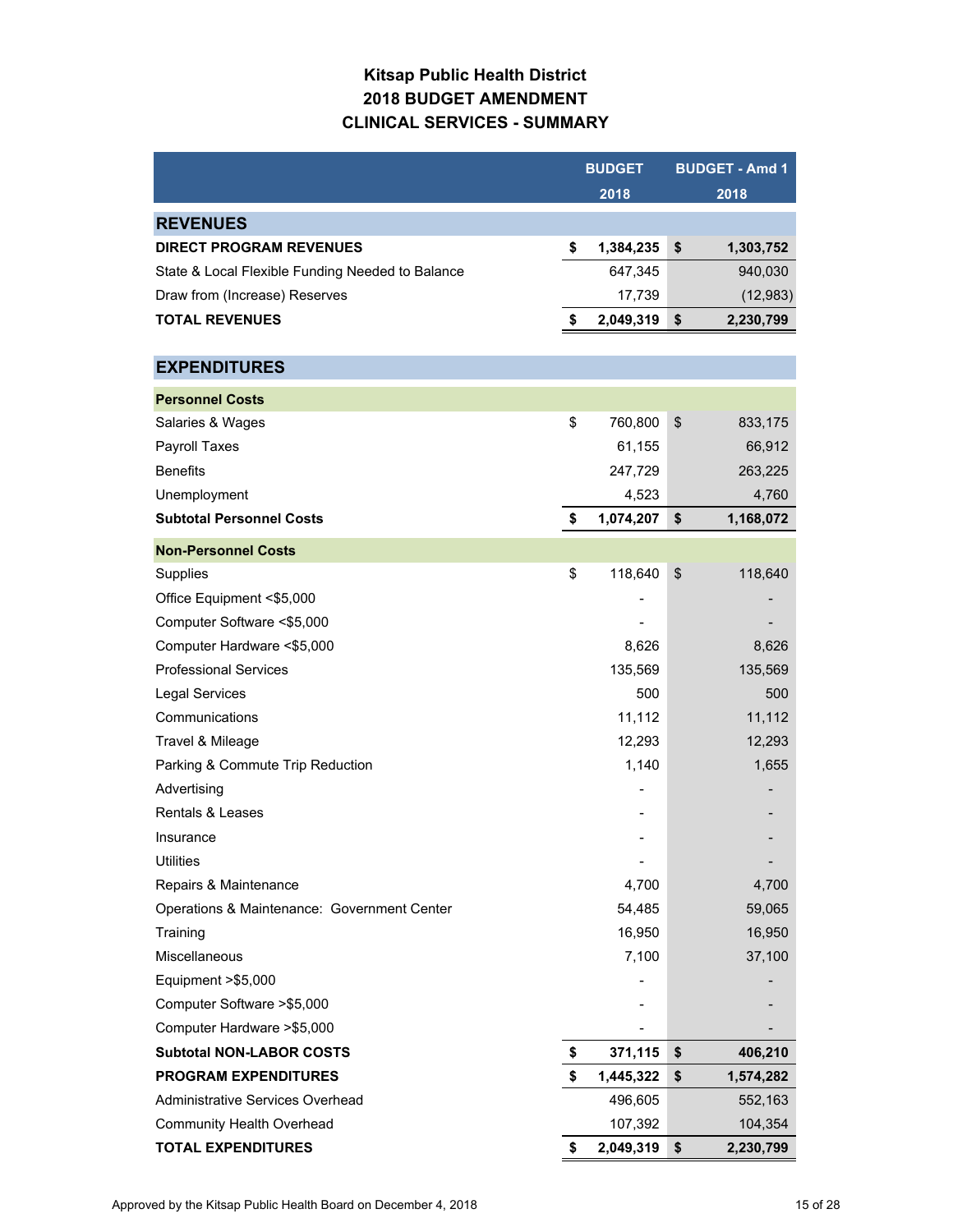# Kitsap Public Health District
# 2018 BUDGET AMENDMENT
# CLINICAL SERVICES - SUMMARY

| | BUDGET 2018 | BUDGET - Amd 1 2018 |
|---|---|---|
| **REVENUES** | | |
| **DIRECT PROGRAM REVENUES** | **$ 1,384,235** | **$ 1,303,752** |
| State & Local Flexible Funding Needed to Balance | 647,345 | 940,030 |
| Draw from (Increase) Reserves | 17,739 | (12,983) |
| **TOTAL REVENUES** | **$ 2,049,319** | **$ 2,230,799** |
| **EXPENDITURES** | | |
| **Personnel Costs** | | |
| Salaries & Wages | $ 760,800 | $ 833,175 |
| Payroll Taxes | 61,155 | 66,912 |
| Benefits | 247,729 | 263,225 |
| Unemployment | 4,523 | 4,760 |
| **Subtotal Personnel Costs** | **$ 1,074,207** | **$ 1,168,072** |
| **Non-Personnel Costs** | | |
| Supplies | $ 118,640 | $ 118,640 |
| Office Equipment <$5,000 | - | - |
| Computer Software <$5,000 | - | - |
| Computer Hardware <$5,000 | 8,626 | 8,626 |
| Professional Services | 135,569 | 135,569 |
| Legal Services | 500 | 500 |
| Communications | 11,112 | 11,112 |
| Travel & Mileage | 12,293 | 12,293 |
| Parking & Commute Trip Reduction | 1,140 | 1,655 |
| Advertising | - | - |
| Rentals & Leases | - | - |
| Insurance | - | - |
| Utilities | - | - |
| Repairs & Maintenance | 4,700 | 4,700 |
| Operations & Maintenance: Government Center | 54,485 | 59,065 |
| Training | 16,950 | 16,950 |
| Miscellaneous | 7,100 | 37,100 |
| Equipment >$5,000 | - | - |
| Computer Software >$5,000 | - | - |
| Computer Hardware >$5,000 | - | - |
| **Subtotal NON-LABOR COSTS** | **$ 371,115** | **$ 406,210** |
| **PROGRAM EXPENDITURES** | **$ 1,445,322** | **$ 1,574,282** |
| Administrative Services Overhead | 496,605 | 552,163 |
| Community Health Overhead | 107,392 | 104,354 |
| **TOTAL EXPENDITURES** | **$ 2,049,319** | **$ 2,230,799** |

Approved by the Kitsap Public Health Board on December 4, 2018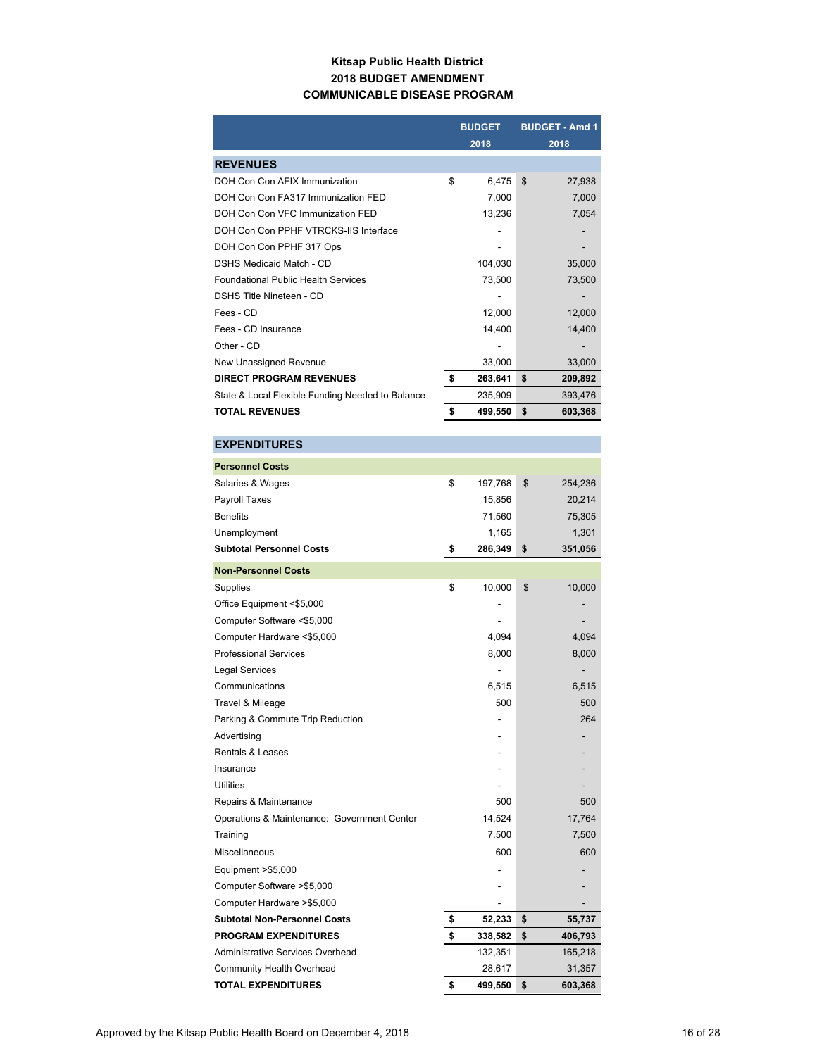# Kitsap Public Health District
## 2018 BUDGET AMENDMENT
## COMMUNICABLE DISEASE PROGRAM

| | BUDGET 2018 | BUDGET - Amd 1 2018 |
|---|---|---|
| **REVENUES** | | |
| DOH Con Con AFIX Immunization | $ 6,475 | $ 27,938 |
| DOH Con Con FA317 Immunization FED | 7,000 | 7,000 |
| DOH Con Con VFC Immunization FED | 13,236 | 7,054 |
| DOH Con Con PPHF VTRCKS-IIS Interface | - | - |
| DOH Con Con PPHF 317 Ops | - | - |
| DSHS Medicaid Match - CD | 104,030 | 35,000 |
| Foundational Public Health Services | 73,500 | 73,500 |
| DSHS Title Nineteen - CD | - | - |
| Fees - CD | 12,000 | 12,000 |
| Fees - CD Insurance | 14,400 | 14,400 |
| Other - CD | - | - |
| New Unassigned Revenue | 33,000 | 33,000 |
| **DIRECT PROGRAM REVENUES** | **$ 263,641** | **$ 209,892** |
| State & Local Flexible Funding Needed to Balance | 235,909 | 393,476 |
| **TOTAL REVENUES** | **$ 499,550** | **$ 603,368** |
| **EXPENDITURES** | | |
| **Personnel Costs** | | |
| Salaries & Wages | $ 197,768 | $ 254,236 |
| Payroll Taxes | 15,856 | 20,214 |
| Benefits | 71,560 | 75,305 |
| Unemployment | 1,165 | 1,301 |
| **Subtotal Personnel Costs** | **$ 286,349** | **$ 351,056** |
| **Non-Personnel Costs** | | |
| Supplies | $ 10,000 | $ 10,000 |
| Office Equipment <$5,000 | - | - |
| Computer Software <$5,000 | - | - |
| Computer Hardware <$5,000 | 4,094 | 4,094 |
| Professional Services | 8,000 | 8,000 |
| Legal Services | - | - |
| Communications | 6,515 | 6,515 |
| Travel & Mileage | 500 | 500 |
| Parking & Commute Trip Reduction | - | 264 |
| Advertising | - | - |
| Rentals & Leases | - | - |
| Insurance | - | - |
| Utilities | - | - |
| Repairs & Maintenance | 500 | 500 |
| Operations & Maintenance: Government Center | 14,524 | 17,764 |
| Training | 7,500 | 7,500 |
| Miscellaneous | 600 | 600 |
| Equipment >$5,000 | - | - |
| Computer Software >$5,000 | - | - |
| Computer Hardware >$5,000 | - | - |
| **Subtotal Non-Personnel Costs** | **$ 52,233** | **$ 55,737** |
| **PROGRAM EXPENDITURES** | **$ 338,582** | **$ 406,793** |
| Administrative Services Overhead | 132,351 | 165,218 |
| Community Health Overhead | 28,617 | 31,357 |
| **TOTAL EXPENDITURES** | **$ 499,550** | **$ 603,368** |

Approved by the Kitsap Public Health Board on December 4, 2018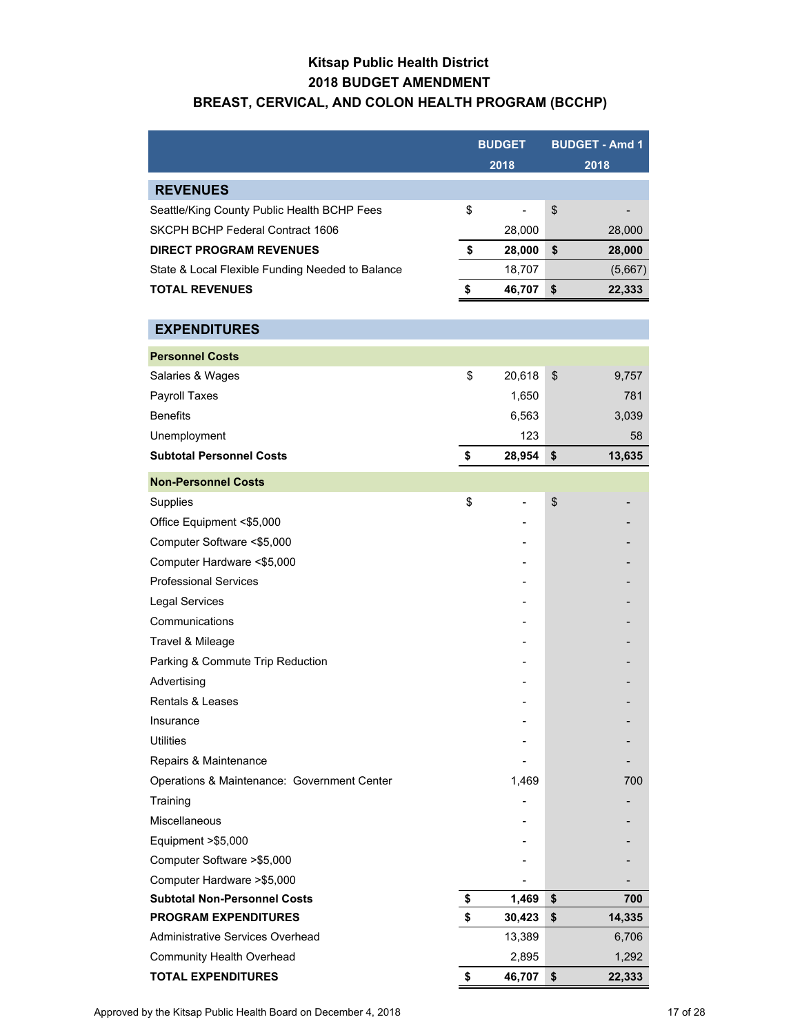# Kitsap Public Health District

## 2018 BUDGET AMENDMENT

## BREAST, CERVICAL, AND COLON HEALTH PROGRAM (BCCHP)

| | BUDGET 2018 | BUDGET - Amd 1 2018 |
|---|---|---|
| **REVENUES** | | |
| Seattle/King County Public Health BCHP Fees | $ - | $ - |
| SKCPH BCHP Federal Contract 1606 | 28,000 | 28,000 |
| **DIRECT PROGRAM REVENUES** | **$ 28,000** | **$ 28,000** |
| State & Local Flexible Funding Needed to Balance | 18,707 | (5,667) |
| **TOTAL REVENUES** | **$ 46,707** | **$ 22,333** |
| **EXPENDITURES** | | |
| **Personnel Costs** | | |
| Salaries & Wages | $ 20,618 | $ 9,757 |
| Payroll Taxes | 1,650 | 781 |
| Benefits | 6,563 | 3,039 |
| Unemployment | 123 | 58 |
| **Subtotal Personnel Costs** | **$ 28,954** | **$ 13,635** |
| **Non-Personnel Costs** | | |
| Supplies | $ - | $ - |
| Office Equipment <$5,000 | - | - |
| Computer Software <$5,000 | - | - |
| Computer Hardware <$5,000 | - | - |
| Professional Services | - | - |
| Legal Services | - | - |
| Communications | - | - |
| Travel & Mileage | - | - |
| Parking & Commute Trip Reduction | - | - |
| Advertising | - | - |
| Rentals & Leases | - | - |
| Insurance | - | - |
| Utilities | - | - |
| Repairs & Maintenance | - | - |
| Operations & Maintenance: Government Center | 1,469 | 700 |
| Training | - | - |
| Miscellaneous | - | - |
| Equipment >$5,000 | - | - |
| Computer Software >$5,000 | - | - |
| Computer Hardware >$5,000 | - | - |
| **Subtotal Non-Personnel Costs** | **$ 1,469** | **$ 700** |
| **PROGRAM EXPENDITURES** | **$ 30,423** | **$ 14,335** |
| Administrative Services Overhead | 13,389 | 6,706 |
| Community Health Overhead | 2,895 | 1,292 |
| **TOTAL EXPENDITURES** | **$ 46,707** | **$ 22,333** |

Approved by the Kitsap Public Health Board on December 4, 2018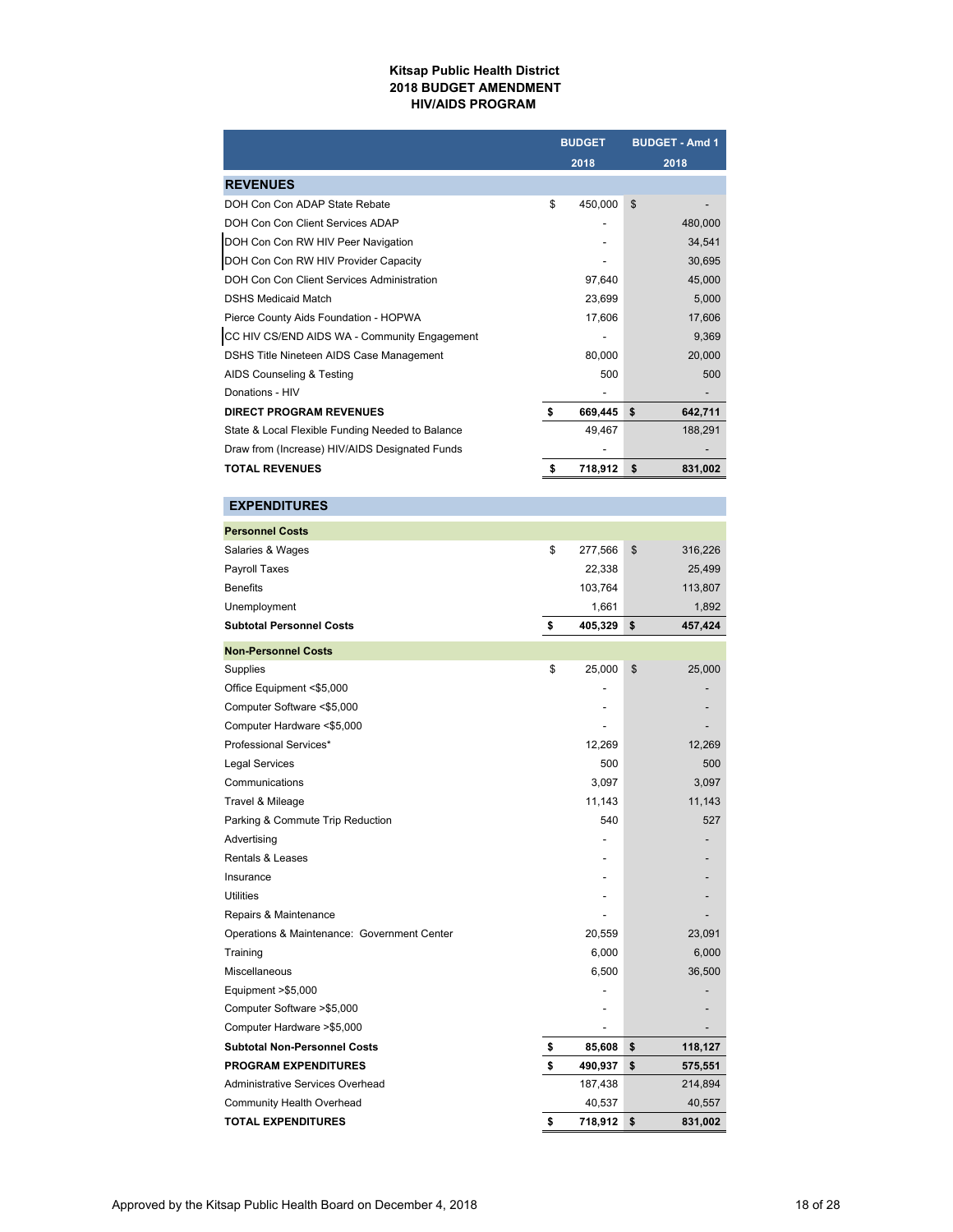**Kitsap Public Health District**
**2018 BUDGET AMENDMENT**
**HIV/AIDS PROGRAM**

| | BUDGET 2018 | BUDGET - Amd 1 2018 |
|---|---|---|
| **REVENUES** | | |
| DOH Con Con ADAP State Rebate | $ 450,000 | $ - |
| DOH Con Con Client Services ADAP | - | 480,000 |
| DOH Con Con RW HIV Peer Navigation | - | 34,541 |
| DOH Con Con RW HIV Provider Capacity | - | 30,695 |
| DOH Con Con Client Services Administration | 97,640 | 45,000 |
| DSHS Medicaid Match | 23,699 | 5,000 |
| Pierce County Aids Foundation - HOPWA | 17,606 | 17,606 |
| CC HIV CS/END AIDS WA - Community Engagement | - | 9,369 |
| DSHS Title Nineteen AIDS Case Management | 80,000 | 20,000 |
| AIDS Counseling & Testing | 500 | 500 |
| Donations - HIV | - | - |
| **DIRECT PROGRAM REVENUES** | **$ 669,445** | **$ 642,711** |
| State & Local Flexible Funding Needed to Balance | 49,467 | 188,291 |
| Draw from (Increase) HIV/AIDS Designated Funds | - | - |
| **TOTAL REVENUES** | **$ 718,912** | **$ 831,002** |
| **EXPENDITURES** | | |
| **Personnel Costs** | | |
| Salaries & Wages | $ 277,566 | $ 316,226 |
| Payroll Taxes | 22,338 | 25,499 |
| Benefits | 103,764 | 113,807 |
| Unemployment | 1,661 | 1,892 |
| **Subtotal Personnel Costs** | **$ 405,329** | **$ 457,424** |
| **Non-Personnel Costs** | | |
| Supplies | $ 25,000 | $ 25,000 |
| Office Equipment <$5,000 | - | - |
| Computer Software <$5,000 | - | - |
| Computer Hardware <$5,000 | - | - |
| Professional Services* | 12,269 | 12,269 |
| Legal Services | 500 | 500 |
| Communications | 3,097 | 3,097 |
| Travel & Mileage | 11,143 | 11,143 |
| Parking & Commute Trip Reduction | 540 | 527 |
| Advertising | - | - |
| Rentals & Leases | - | - |
| Insurance | - | - |
| Utilities | - | - |
| Repairs & Maintenance | - | - |
| Operations & Maintenance: Government Center | 20,559 | 23,091 |
| Training | 6,000 | 6,000 |
| Miscellaneous | 6,500 | 36,500 |
| Equipment >$5,000 | - | - |
| Computer Software >$5,000 | - | - |
| Computer Hardware >$5,000 | - | - |
| **Subtotal Non-Personnel Costs** | **$ 85,608** | **$ 118,127** |
| **PROGRAM EXPENDITURES** | **$ 490,937** | **$ 575,551** |
| Administrative Services Overhead | 187,438 | 214,894 |
| Community Health Overhead | 40,537 | 40,557 |
| **TOTAL EXPENDITURES** | **$ 718,912** | **$ 831,002** |

Approved by the Kitsap Public Health Board on December 4, 2018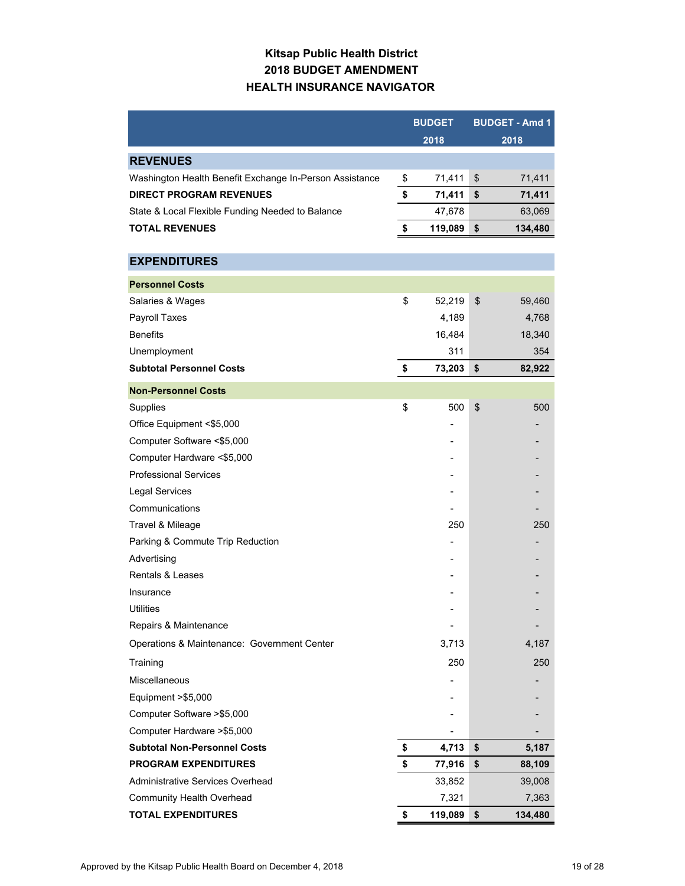# Kitsap Public Health District
## 2018 BUDGET AMENDMENT
## HEALTH INSURANCE NAVIGATOR

| | BUDGET 2018 | BUDGET - Amd 1 2018 |
|---|---|---|
| **REVENUES** | | |
| Washington Health Benefit Exchange In-Person Assistance | $ 71,411 | $ 71,411 |
| **DIRECT PROGRAM REVENUES** | **$ 71,411** | **$ 71,411** |
| State & Local Flexible Funding Needed to Balance | 47,678 | 63,069 |
| **TOTAL REVENUES** | **$ 119,089** | **$ 134,480** |
| **EXPENDITURES** | | |
| **Personnel Costs** | | |
| Salaries & Wages | $ 52,219 | $ 59,460 |
| Payroll Taxes | 4,189 | 4,768 |
| Benefits | 16,484 | 18,340 |
| Unemployment | 311 | 354 |
| **Subtotal Personnel Costs** | **$ 73,203** | **$ 82,922** |
| **Non-Personnel Costs** | | |
| Supplies | $ 500 | $ 500 |
| Office Equipment <$5,000 | - | - |
| Computer Software <$5,000 | - | - |
| Computer Hardware <$5,000 | - | - |
| Professional Services | - | - |
| Legal Services | - | - |
| Communications | - | - |
| Travel & Mileage | 250 | 250 |
| Parking & Commute Trip Reduction | - | - |
| Advertising | - | - |
| Rentals & Leases | - | - |
| Insurance | - | - |
| Utilities | - | - |
| Repairs & Maintenance | - | - |
| Operations & Maintenance: Government Center | 3,713 | 4,187 |
| Training | 250 | 250 |
| Miscellaneous | - | - |
| Equipment >$5,000 | - | - |
| Computer Software >$5,000 | - | - |
| Computer Hardware >$5,000 | - | - |
| **Subtotal Non-Personnel Costs** | **$ 4,713** | **$ 5,187** |
| **PROGRAM EXPENDITURES** | **$ 77,916** | **$ 88,109** |
| Administrative Services Overhead | 33,852 | 39,008 |
| Community Health Overhead | 7,321 | 7,363 |
| **TOTAL EXPENDITURES** | **$ 119,089** | **$ 134,480** |

Approved by the Kitsap Public Health Board on December 4, 2018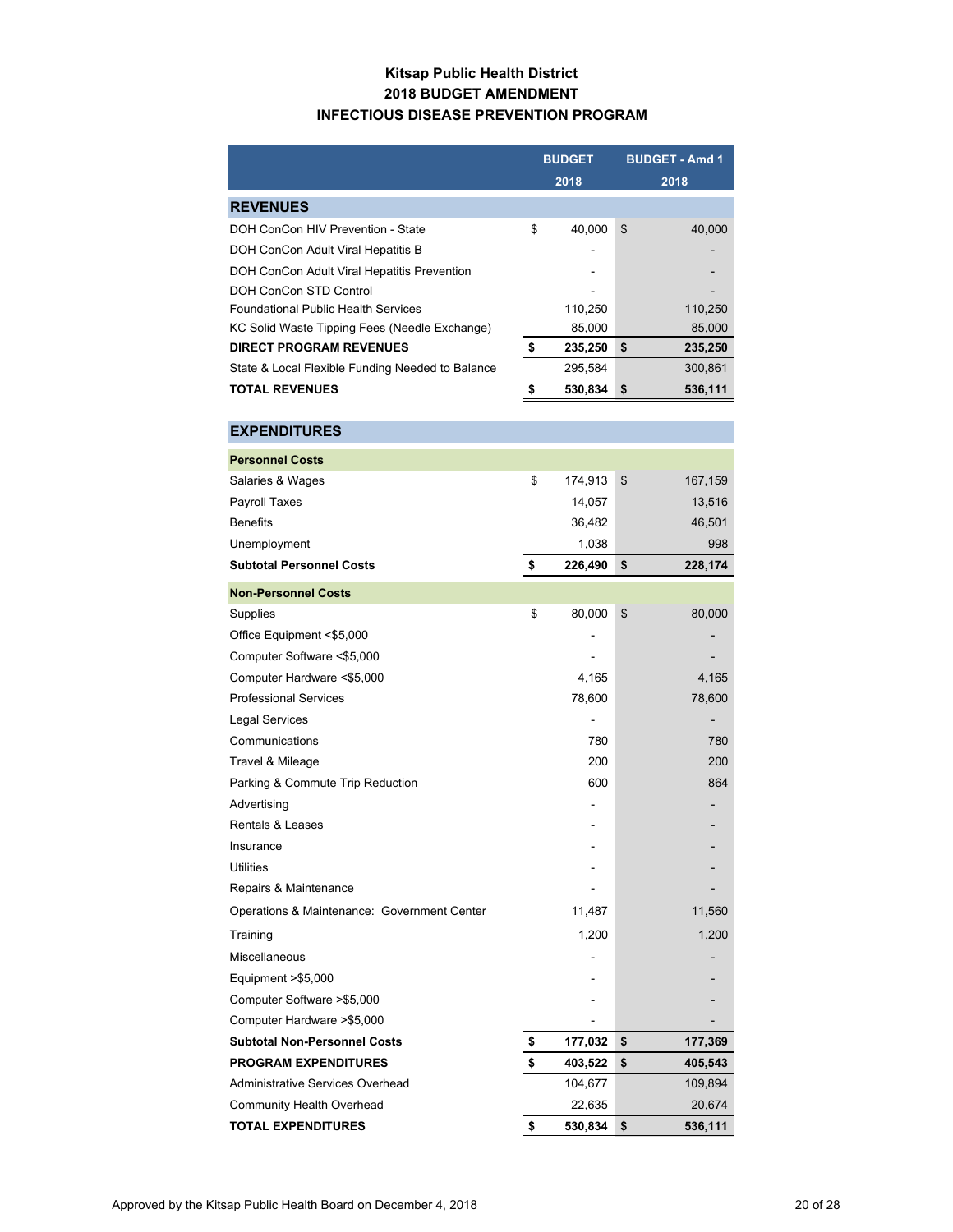# Kitsap Public Health District
## 2018 BUDGET AMENDMENT
## INFECTIOUS DISEASE PREVENTION PROGRAM

| | BUDGET 2018 | BUDGET - Amd 1 2018 |
|---|---|---|
| **REVENUES** | | |
| DOH ConCon HIV Prevention - State | $ 40,000 | $ 40,000 |
| DOH ConCon Adult Viral Hepatitis B | - | - |
| DOH ConCon Adult Viral Hepatitis Prevention | - | - |
| DOH ConCon STD Control | - | - |
| Foundational Public Health Services | 110,250 | 110,250 |
| KC Solid Waste Tipping Fees (Needle Exchange) | 85,000 | 85,000 |
| **DIRECT PROGRAM REVENUES** | **$ 235,250** | **$ 235,250** |
| State & Local Flexible Funding Needed to Balance | 295,584 | 300,861 |
| **TOTAL REVENUES** | **$ 530,834** | **$ 536,111** |
| **EXPENDITURES** | | |
| **Personnel Costs** | | |
| Salaries & Wages | $ 174,913 | $ 167,159 |
| Payroll Taxes | 14,057 | 13,516 |
| Benefits | 36,482 | 46,501 |
| Unemployment | 1,038 | 998 |
| **Subtotal Personnel Costs** | **$ 226,490** | **$ 228,174** |
| **Non-Personnel Costs** | | |
| Supplies | $ 80,000 | $ 80,000 |
| Office Equipment <$5,000 | - | - |
| Computer Software <$5,000 | - | - |
| Computer Hardware <$5,000 | 4,165 | 4,165 |
| Professional Services | 78,600 | 78,600 |
| Legal Services | - | - |
| Communications | 780 | 780 |
| Travel & Mileage | 200 | 200 |
| Parking & Commute Trip Reduction | 600 | 864 |
| Advertising | - | - |
| Rentals & Leases | - | - |
| Insurance | - | - |
| Utilities | - | - |
| Repairs & Maintenance | - | - |
| Operations & Maintenance: Government Center | 11,487 | 11,560 |
| Training | 1,200 | 1,200 |
| Miscellaneous | - | - |
| Equipment >$5,000 | - | - |
| Computer Software >$5,000 | - | - |
| Computer Hardware >$5,000 | - | - |
| **Subtotal Non-Personnel Costs** | **$ 177,032** | **$ 177,369** |
| **PROGRAM EXPENDITURES** | **$ 403,522** | **$ 405,543** |
| Administrative Services Overhead | 104,677 | 109,894 |
| Community Health Overhead | 22,635 | 20,674 |
| **TOTAL EXPENDITURES** | **$ 530,834** | **$ 536,111** |

Approved by the Kitsap Public Health Board on December 4, 2018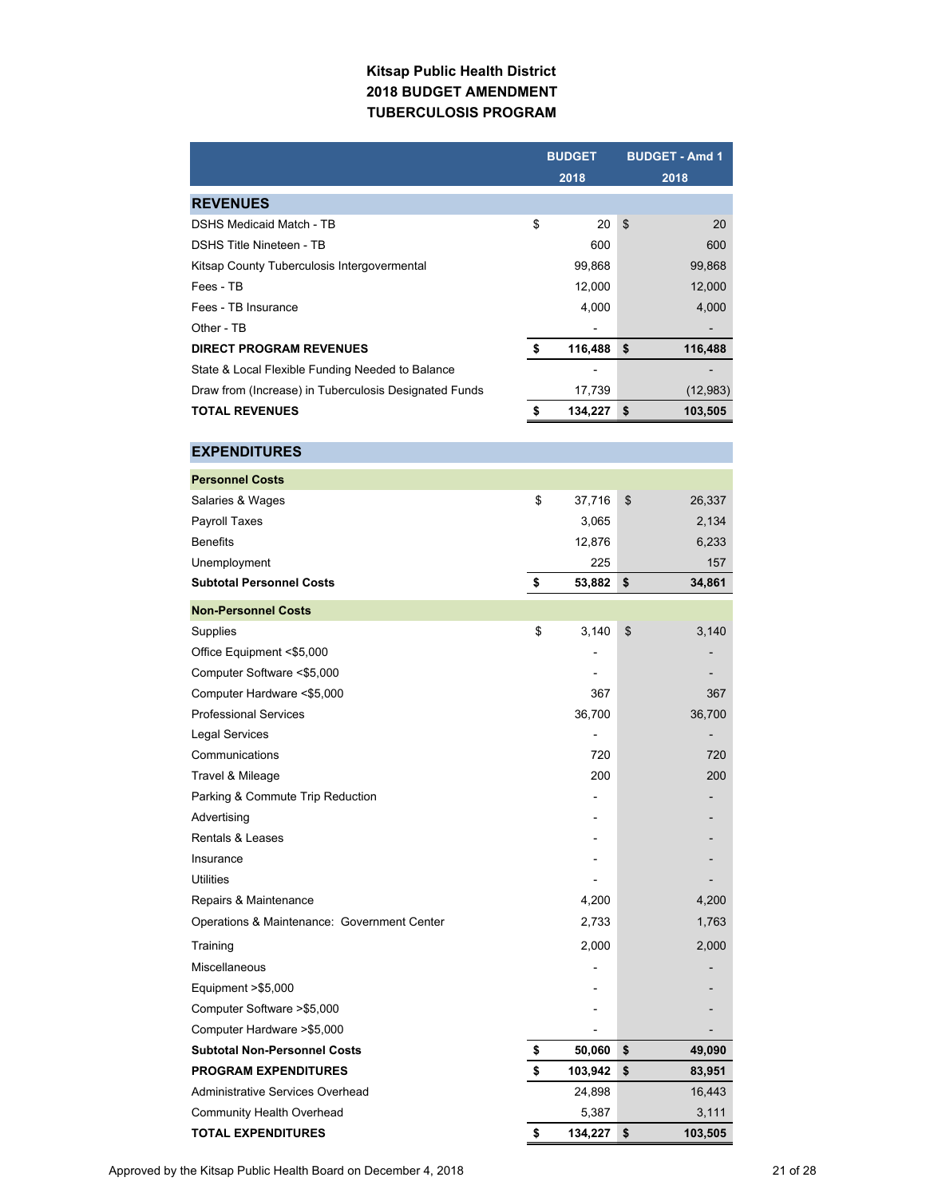**Kitsap Public Health District**
**2018 BUDGET AMENDMENT**
**TUBERCULOSIS PROGRAM**

| | BUDGET 2018 | BUDGET - Amd 1 2018 |
|---|---|---|
| **REVENUES** | | |
| DSHS Medicaid Match - TB | $ 20 | $ 20 |
| DSHS Title Nineteen - TB | 600 | 600 |
| Kitsap County Tuberculosis Intergovermental | 99,868 | 99,868 |
| Fees - TB | 12,000 | 12,000 |
| Fees - TB Insurance | 4,000 | 4,000 |
| Other - TB | - | - |
| **DIRECT PROGRAM REVENUES** | **$ 116,488** | **$ 116,488** |
| State & Local Flexible Funding Needed to Balance | - | - |
| Draw from (Increase) in Tuberculosis Designated Funds | 17,739 | (12,983) |
| **TOTAL REVENUES** | **$ 134,227** | **$ 103,505** |
| **EXPENDITURES** | | |
| **Personnel Costs** | | |
| Salaries & Wages | $ 37,716 | $ 26,337 |
| Payroll Taxes | 3,065 | 2,134 |
| Benefits | 12,876 | 6,233 |
| Unemployment | 225 | 157 |
| **Subtotal Personnel Costs** | **$ 53,882** | **$ 34,861** |
| **Non-Personnel Costs** | | |
| Supplies | $ 3,140 | $ 3,140 |
| Office Equipment <$5,000 | - | - |
| Computer Software <$5,000 | - | - |
| Computer Hardware <$5,000 | 367 | 367 |
| Professional Services | 36,700 | 36,700 |
| Legal Services | - | - |
| Communications | 720 | 720 |
| Travel & Mileage | 200 | 200 |
| Parking & Commute Trip Reduction | - | - |
| Advertising | - | - |
| Rentals & Leases | - | - |
| Insurance | - | - |
| Utilities | - | - |
| Repairs & Maintenance | 4,200 | 4,200 |
| Operations & Maintenance: Government Center | 2,733 | 1,763 |
| Training | 2,000 | 2,000 |
| Miscellaneous | - | - |
| Equipment >$5,000 | - | - |
| Computer Software >$5,000 | - | - |
| Computer Hardware >$5,000 | - | - |
| **Subtotal Non-Personnel Costs** | **$ 50,060** | **$ 49,090** |
| **PROGRAM EXPENDITURES** | **$ 103,942** | **$ 83,951** |
| Administrative Services Overhead | 24,898 | 16,443 |
| Community Health Overhead | 5,387 | 3,111 |
| **TOTAL EXPENDITURES** | **$ 134,227** | **$ 103,505** |

Approved by the Kitsap Public Health Board on December 4, 2018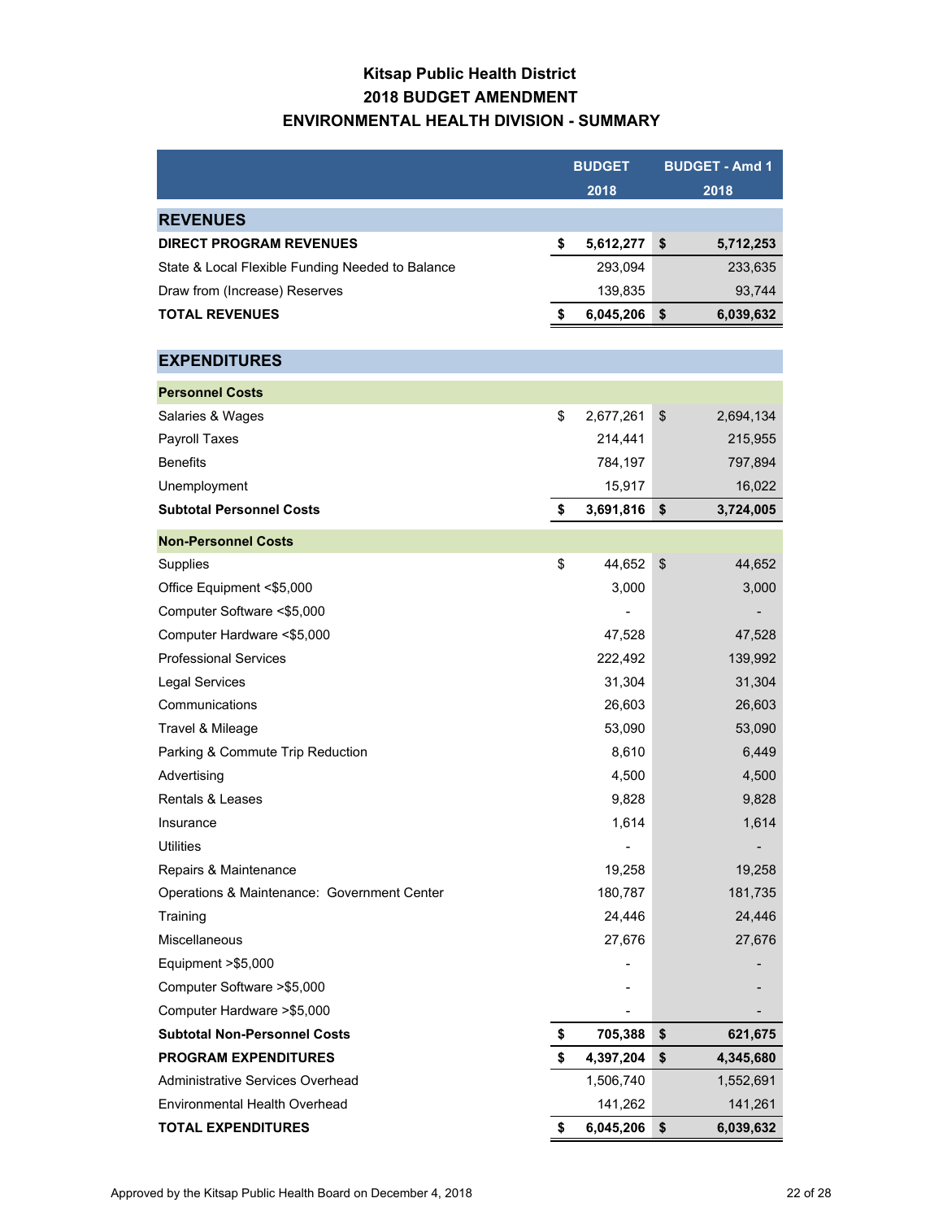# Kitsap Public Health District
## 2018 BUDGET AMENDMENT
## ENVIRONMENTAL HEALTH DIVISION - SUMMARY

| | BUDGET 2018 | BUDGET - Amd 1 2018 |
|---|---|---|
| **REVENUES** | | |
| **DIRECT PROGRAM REVENUES** | **$ 5,612,277** | **$ 5,712,253** |
| State & Local Flexible Funding Needed to Balance | 293,094 | 233,635 |
| Draw from (Increase) Reserves | 139,835 | 93,744 |
| **TOTAL REVENUES** | **$ 6,045,206** | **$ 6,039,632** |
| **EXPENDITURES** | | |
| **Personnel Costs** | | |
| Salaries & Wages | $ 2,677,261 | $ 2,694,134 |
| Payroll Taxes | 214,441 | 215,955 |
| Benefits | 784,197 | 797,894 |
| Unemployment | 15,917 | 16,022 |
| **Subtotal Personnel Costs** | **$ 3,691,816** | **$ 3,724,005** |
| **Non-Personnel Costs** | | |
| Supplies | $ 44,652 | $ 44,652 |
| Office Equipment <$5,000 | 3,000 | 3,000 |
| Computer Software <$5,000 | - | - |
| Computer Hardware <$5,000 | 47,528 | 47,528 |
| Professional Services | 222,492 | 139,992 |
| Legal Services | 31,304 | 31,304 |
| Communications | 26,603 | 26,603 |
| Travel & Mileage | 53,090 | 53,090 |
| Parking & Commute Trip Reduction | 8,610 | 6,449 |
| Advertising | 4,500 | 4,500 |
| Rentals & Leases | 9,828 | 9,828 |
| Insurance | 1,614 | 1,614 |
| Utilities | - | - |
| Repairs & Maintenance | 19,258 | 19,258 |
| Operations & Maintenance: Government Center | 180,787 | 181,735 |
| Training | 24,446 | 24,446 |
| Miscellaneous | 27,676 | 27,676 |
| Equipment >$5,000 | - | - |
| Computer Software >$5,000 | - | - |
| Computer Hardware >$5,000 | - | - |
| **Subtotal Non-Personnel Costs** | **$ 705,388** | **$ 621,675** |
| **PROGRAM EXPENDITURES** | **$ 4,397,204** | **$ 4,345,680** |
| Administrative Services Overhead | 1,506,740 | 1,552,691 |
| Environmental Health Overhead | 141,262 | 141,261 |
| **TOTAL EXPENDITURES** | **$ 6,045,206** | **$ 6,039,632** |

Approved by the Kitsap Public Health Board on December 4, 2018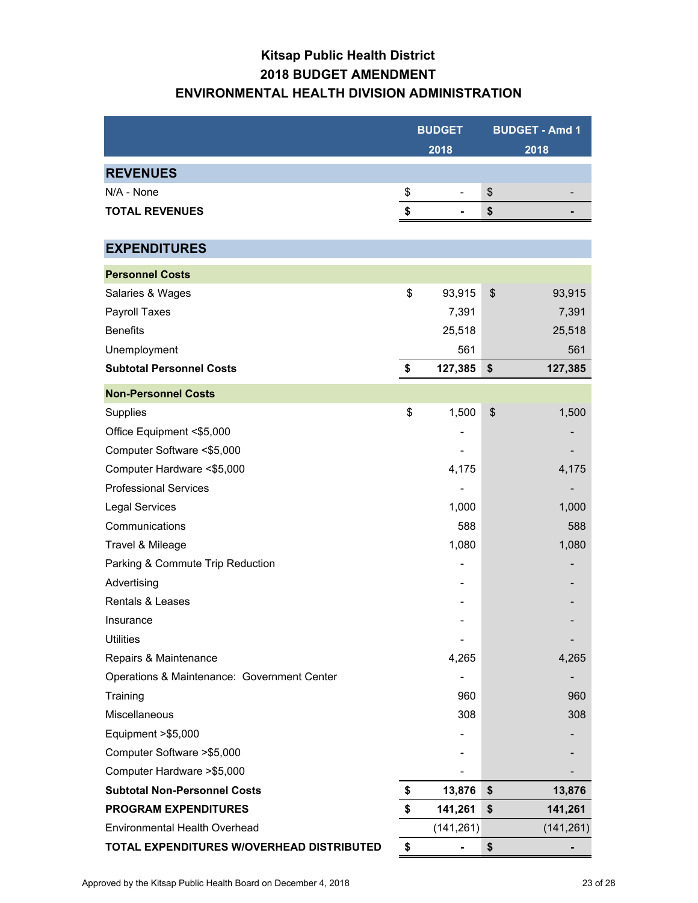# Kitsap Public Health District
## 2018 BUDGET AMENDMENT
## ENVIRONMENTAL HEALTH DIVISION ADMINISTRATION

| | BUDGET 2018 | BUDGET - Amd 1 2018 |
|---|---|---|
| **REVENUES** | | |
| N/A - None | $ - | $ - |
| **TOTAL REVENUES** | **$ -** | **$ -** |
| **EXPENDITURES** | | |
| **Personnel Costs** | | |
| Salaries & Wages | $ 93,915 | $ 93,915 |
| Payroll Taxes | 7,391 | 7,391 |
| Benefits | 25,518 | 25,518 |
| Unemployment | 561 | 561 |
| **Subtotal Personnel Costs** | **$ 127,385** | **$ 127,385** |
| **Non-Personnel Costs** | | |
| Supplies | $ 1,500 | $ 1,500 |
| Office Equipment <$5,000 | - | - |
| Computer Software <$5,000 | - | - |
| Computer Hardware <$5,000 | 4,175 | 4,175 |
| Professional Services | - | - |
| Legal Services | 1,000 | 1,000 |
| Communications | 588 | 588 |
| Travel & Mileage | 1,080 | 1,080 |
| Parking & Commute Trip Reduction | - | - |
| Advertising | - | - |
| Rentals & Leases | - | - |
| Insurance | - | - |
| Utilities | - | - |
| Repairs & Maintenance | 4,265 | 4,265 |
| Operations & Maintenance: Government Center | - | - |
| Training | 960 | 960 |
| Miscellaneous | 308 | 308 |
| Equipment >$5,000 | - | - |
| Computer Software >$5,000 | - | - |
| Computer Hardware >$5,000 | - | - |
| **Subtotal Non-Personnel Costs** | **$ 13,876** | **$ 13,876** |
| **PROGRAM EXPENDITURES** | **$ 141,261** | **$ 141,261** |
| Environmental Health Overhead | (141,261) | (141,261) |
| **TOTAL EXPENDITURES W/OVERHEAD DISTRIBUTED** | **$ -** | **$ -** |

Approved by the Kitsap Public Health Board on December 4, 2018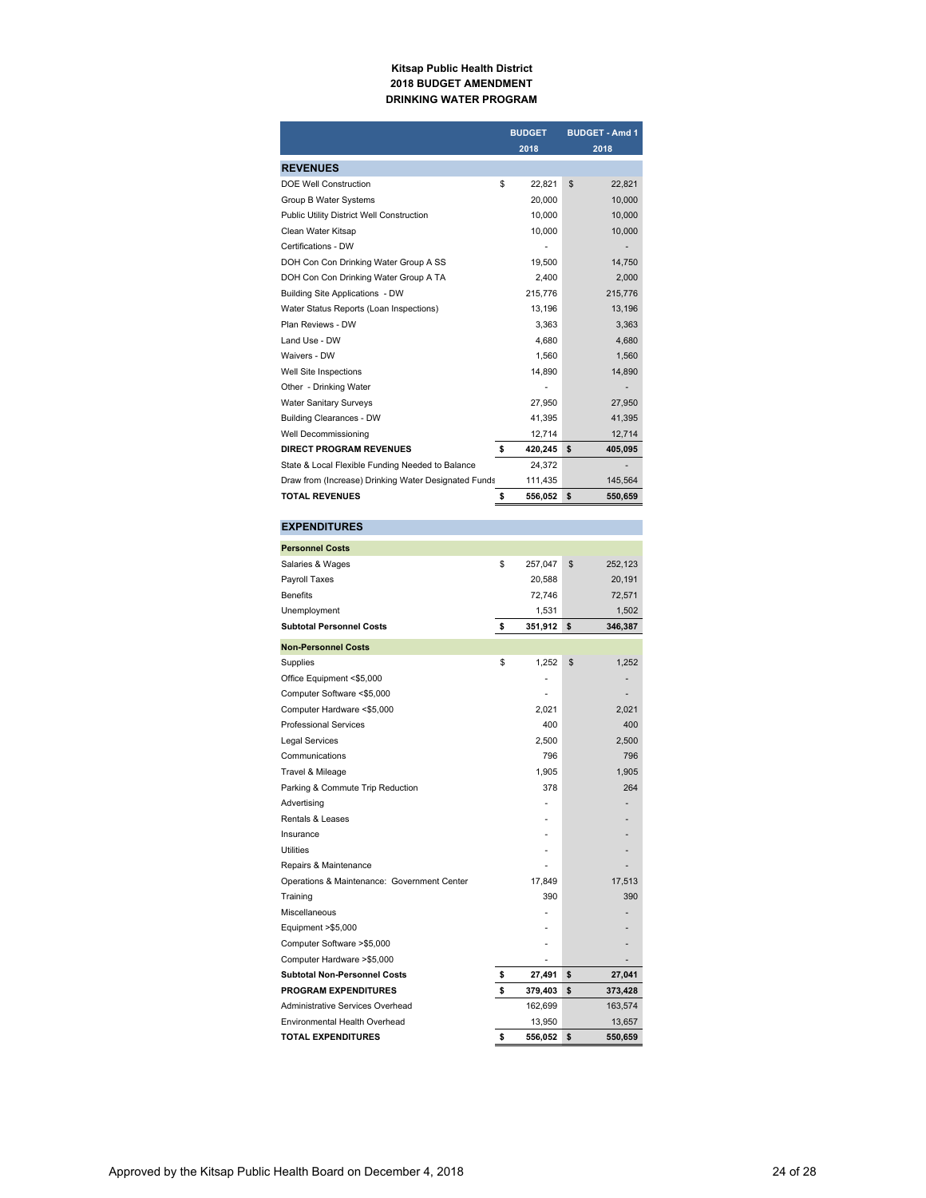**Kitsap Public Health District**
**2018 BUDGET AMENDMENT**
**DRINKING WATER PROGRAM**

| | BUDGET 2018 | BUDGET - Amd 1 2018 |
|---|---|---|
| **REVENUES** | | |
| DOE Well Construction | $ 22,821 | $ 22,821 |
| Group B Water Systems | 20,000 | 10,000 |
| Public Utility District Well Construction | 10,000 | 10,000 |
| Clean Water Kitsap | 10,000 | 10,000 |
| Certifications - DW | - | - |
| DOH Con Con Drinking Water Group A SS | 19,500 | 14,750 |
| DOH Con Con Drinking Water Group A TA | 2,400 | 2,000 |
| Building Site Applications - DW | 215,776 | 215,776 |
| Water Status Reports (Loan Inspections) | 13,196 | 13,196 |
| Plan Reviews - DW | 3,363 | 3,363 |
| Land Use - DW | 4,680 | 4,680 |
| Waivers - DW | 1,560 | 1,560 |
| Well Site Inspections | 14,890 | 14,890 |
| Other - Drinking Water | - | - |
| Water Sanitary Surveys | 27,950 | 27,950 |
| Building Clearances - DW | 41,395 | 41,395 |
| Well Decommissioning | 12,714 | 12,714 |
| **DIRECT PROGRAM REVENUES** | **$ 420,245** | **$ 405,095** |
| State & Local Flexible Funding Needed to Balance | 24,372 | - |
| Draw from (Increase) Drinking Water Designated Funds | 111,435 | 145,564 |
| **TOTAL REVENUES** | **$ 556,052** | **$ 550,659** |
| **EXPENDITURES** | | |
| **Personnel Costs** | | |
| Salaries & Wages | $ 257,047 | $ 252,123 |
| Payroll Taxes | 20,588 | 20,191 |
| Benefits | 72,746 | 72,571 |
| Unemployment | 1,531 | 1,502 |
| **Subtotal Personnel Costs** | **$ 351,912** | **$ 346,387** |
| **Non-Personnel Costs** | | |
| Supplies | $ 1,252 | $ 1,252 |
| Office Equipment <$5,000 | - | - |
| Computer Software <$5,000 | - | - |
| Computer Hardware <$5,000 | 2,021 | 2,021 |
| Professional Services | 400 | 400 |
| Legal Services | 2,500 | 2,500 |
| Communications | 796 | 796 |
| Travel & Mileage | 1,905 | 1,905 |
| Parking & Commute Trip Reduction | 378 | 264 |
| Advertising | - | - |
| Rentals & Leases | - | - |
| Insurance | - | - |
| Utilities | - | - |
| Repairs & Maintenance | - | - |
| Operations & Maintenance: Government Center | 17,849 | 17,513 |
| Training | 390 | 390 |
| Miscellaneous | - | - |
| Equipment >$5,000 | - | - |
| Computer Software >$5,000 | - | - |
| Computer Hardware >$5,000 | - | - |
| **Subtotal Non-Personnel Costs** | **$ 27,491** | **$ 27,041** |
| **PROGRAM EXPENDITURES** | **$ 379,403** | **$ 373,428** |
| Administrative Services Overhead | 162,699 | 163,574 |
| Environmental Health Overhead | 13,950 | 13,657 |
| **TOTAL EXPENDITURES** | **$ 556,052** | **$ 550,659** |

Approved by the Kitsap Public Health Board on December 4, 2018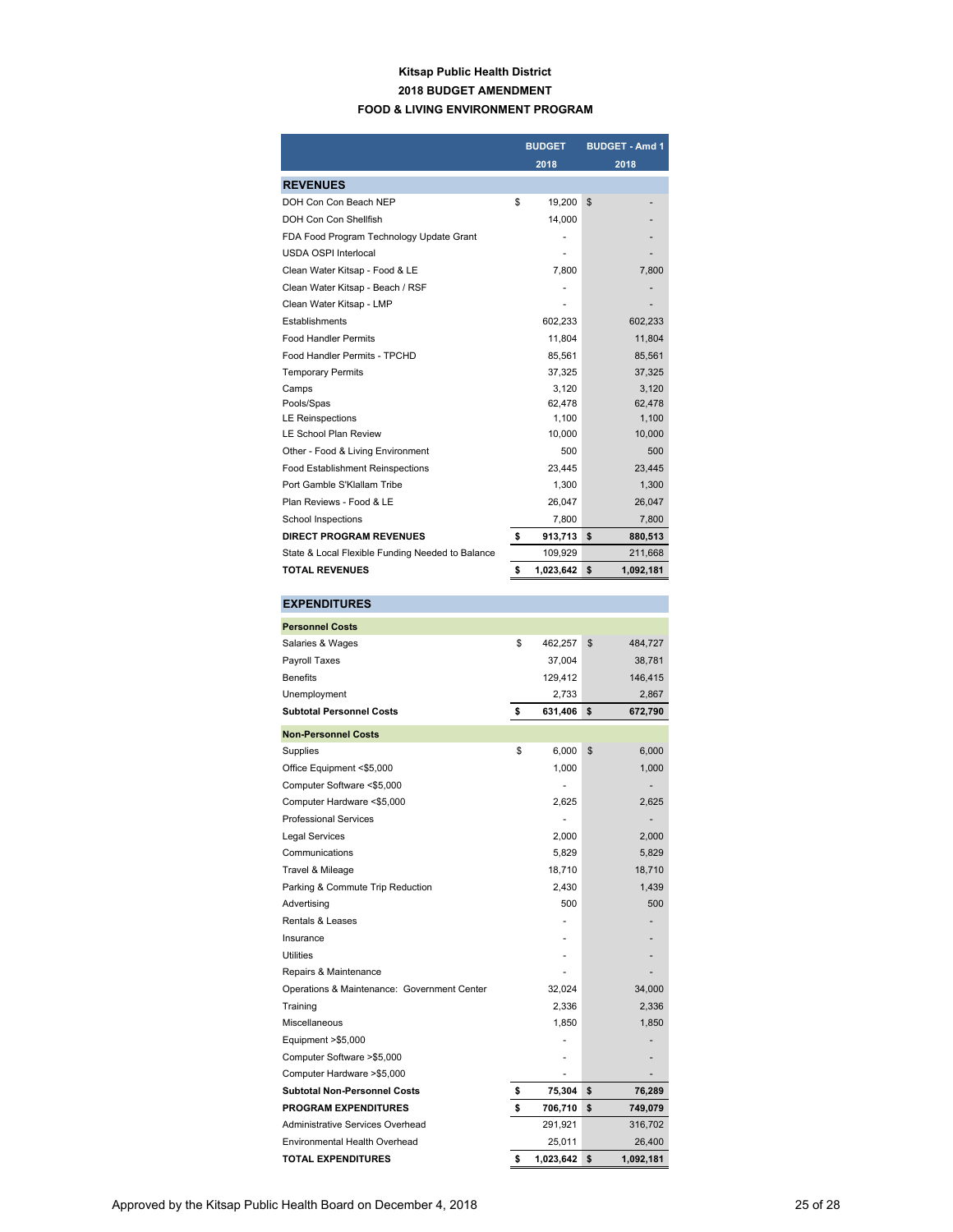**Kitsap Public Health District**

**2018 BUDGET AMENDMENT**

**FOOD & LIVING ENVIRONMENT PROGRAM**

| | BUDGET 2018 | BUDGET - Amd 1 2018 |
|---|---|---|
| **REVENUES** | | |
| DOH Con Con Beach NEP | $ 19,200 | $ - |
| DOH Con Con Shellfish | 14,000 | - |
| FDA Food Program Technology Update Grant | - | - |
| USDA OSPI Interlocal | - | - |
| Clean Water Kitsap - Food & LE | 7,800 | 7,800 |
| Clean Water Kitsap - Beach / RSF | - | - |
| Clean Water Kitsap - LMP | - | - |
| Establishments | 602,233 | 602,233 |
| Food Handler Permits | 11,804 | 11,804 |
| Food Handler Permits - TPCHD | 85,561 | 85,561 |
| Temporary Permits | 37,325 | 37,325 |
| Camps | 3,120 | 3,120 |
| Pools/Spas | 62,478 | 62,478 |
| LE Reinspections | 1,100 | 1,100 |
| LE School Plan Review | 10,000 | 10,000 |
| Other - Food & Living Environment | 500 | 500 |
| Food Establishment Reinspections | 23,445 | 23,445 |
| Port Gamble S'Klallam Tribe | 1,300 | 1,300 |
| Plan Reviews - Food & LE | 26,047 | 26,047 |
| School Inspections | 7,800 | 7,800 |
| **DIRECT PROGRAM REVENUES** | **$ 913,713** | **$ 880,513** |
| State & Local Flexible Funding Needed to Balance | 109,929 | 211,668 |
| **TOTAL REVENUES** | **$ 1,023,642** | **$ 1,092,181** |
| **EXPENDITURES** | | |
| **Personnel Costs** | | |
| Salaries & Wages | $ 462,257 | $ 484,727 |
| Payroll Taxes | 37,004 | 38,781 |
| Benefits | 129,412 | 146,415 |
| Unemployment | 2,733 | 2,867 |
| **Subtotal Personnel Costs** | **$ 631,406** | **$ 672,790** |
| **Non-Personnel Costs** | | |
| Supplies | $ 6,000 | $ 6,000 |
| Office Equipment <$5,000 | 1,000 | 1,000 |
| Computer Software <$5,000 | - | - |
| Computer Hardware <$5,000 | 2,625 | 2,625 |
| Professional Services | - | - |
| Legal Services | 2,000 | 2,000 |
| Communications | 5,829 | 5,829 |
| Travel & Mileage | 18,710 | 18,710 |
| Parking & Commute Trip Reduction | 2,430 | 1,439 |
| Advertising | 500 | 500 |
| Rentals & Leases | - | - |
| Insurance | - | - |
| Utilities | - | - |
| Repairs & Maintenance | - | - |
| Operations & Maintenance: Government Center | 32,024 | 34,000 |
| Training | 2,336 | 2,336 |
| Miscellaneous | 1,850 | 1,850 |
| Equipment >$5,000 | - | - |
| Computer Software >$5,000 | - | - |
| Computer Hardware >$5,000 | - | - |
| **Subtotal Non-Personnel Costs** | **$ 75,304** | **$ 76,289** |
| **PROGRAM EXPENDITURES** | **$ 706,710** | **$ 749,079** |
| Administrative Services Overhead | 291,921 | 316,702 |
| Environmental Health Overhead | 25,011 | 26,400 |
| **TOTAL EXPENDITURES** | **$ 1,023,642** | **$ 1,092,181** |

Approved by the Kitsap Public Health Board on December 4, 2018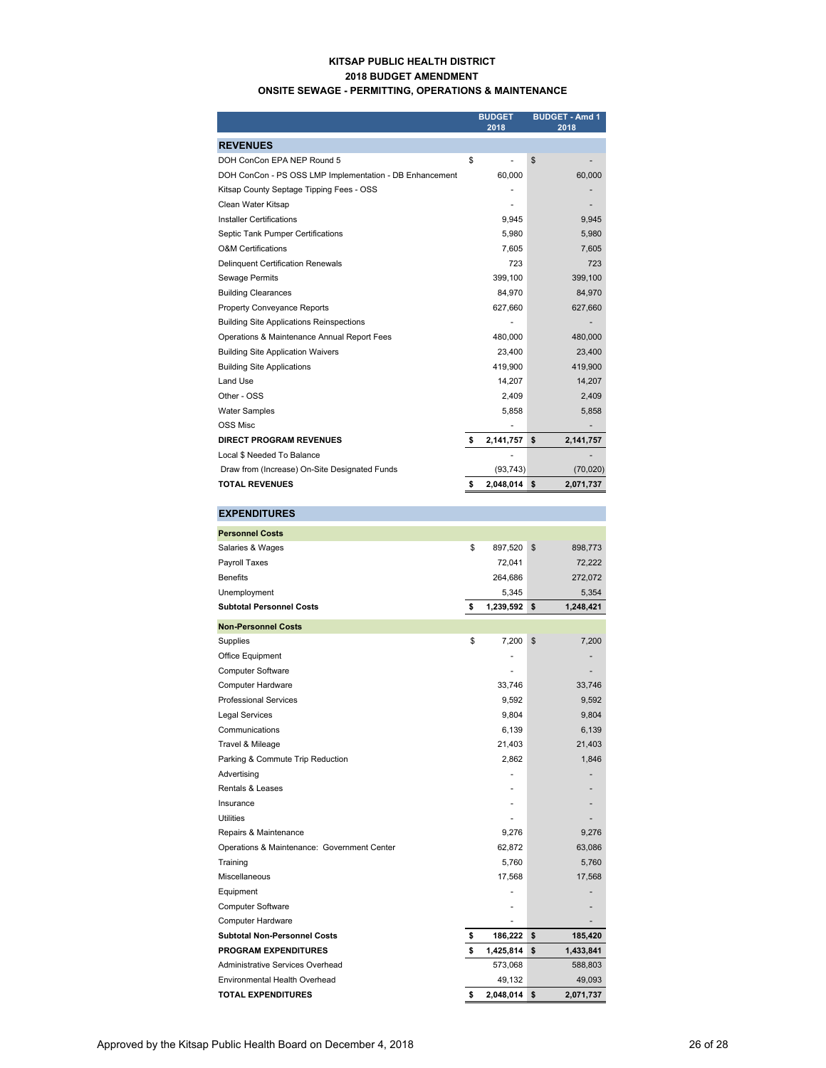**KITSAP PUBLIC HEALTH DISTRICT**
**2018 BUDGET AMENDMENT**
**ONSITE SEWAGE - PERMITTING, OPERATIONS & MAINTENANCE**

| | BUDGET 2018 | BUDGET - Amd 1 2018 |
|---|---|---|
| **REVENUES** | | |
| DOH ConCon EPA NEP Round 5 | $ - | $ - |
| DOH ConCon - PS OSS LMP Implementation - DB Enhancement | 60,000 | 60,000 |
| Kitsap County Septage Tipping Fees - OSS | - | - |
| Clean Water Kitsap | - | - |
| Installer Certifications | 9,945 | 9,945 |
| Septic Tank Pumper Certifications | 5,980 | 5,980 |
| O&M Certifications | 7,605 | 7,605 |
| Delinquent Certification Renewals | 723 | 723 |
| Sewage Permits | 399,100 | 399,100 |
| Building Clearances | 84,970 | 84,970 |
| Property Conveyance Reports | 627,660 | 627,660 |
| Building Site Applications Reinspections | - | - |
| Operations & Maintenance Annual Report Fees | 480,000 | 480,000 |
| Building Site Application Waivers | 23,400 | 23,400 |
| Building Site Applications | 419,900 | 419,900 |
| Land Use | 14,207 | 14,207 |
| Other - OSS | 2,409 | 2,409 |
| Water Samples | 5,858 | 5,858 |
| OSS Misc | - | - |
| **DIRECT PROGRAM REVENUES** | **$ 2,141,757** | **$ 2,141,757** |
| Local $ Needed To Balance | - | - |
| Draw from (Increase) On-Site Designated Funds | (93,743) | (70,020) |
| **TOTAL REVENUES** | **$ 2,048,014** | **$ 2,071,737** |
| **EXPENDITURES** | | |
| **Personnel Costs** | | |
| Salaries & Wages | $ 897,520 | $ 898,773 |
| Payroll Taxes | 72,041 | 72,222 |
| Benefits | 264,686 | 272,072 |
| Unemployment | 5,345 | 5,354 |
| **Subtotal Personnel Costs** | **$ 1,239,592** | **$ 1,248,421** |
| **Non-Personnel Costs** | | |
| Supplies | $ 7,200 | $ 7,200 |
| Office Equipment | - | - |
| Computer Software | - | - |
| Computer Hardware | 33,746 | 33,746 |
| Professional Services | 9,592 | 9,592 |
| Legal Services | 9,804 | 9,804 |
| Communications | 6,139 | 6,139 |
| Travel & Mileage | 21,403 | 21,403 |
| Parking & Commute Trip Reduction | 2,862 | 1,846 |
| Advertising | - | - |
| Rentals & Leases | - | - |
| Insurance | - | - |
| Utilities | - | - |
| Repairs & Maintenance | 9,276 | 9,276 |
| Operations & Maintenance: Government Center | 62,872 | 63,086 |
| Training | 5,760 | 5,760 |
| Miscellaneous | 17,568 | 17,568 |
| Equipment | - | - |
| Computer Software | - | - |
| Computer Hardware | - | - |
| **Subtotal Non-Personnel Costs** | **$ 186,222** | **$ 185,420** |
| **PROGRAM EXPENDITURES** | **$ 1,425,814** | **$ 1,433,841** |
| Administrative Services Overhead | 573,068 | 588,803 |
| Environmental Health Overhead | 49,132 | 49,093 |
| **TOTAL EXPENDITURES** | **$ 2,048,014** | **$ 2,071,737** |

Approved by the Kitsap Public Health Board on December 4, 2018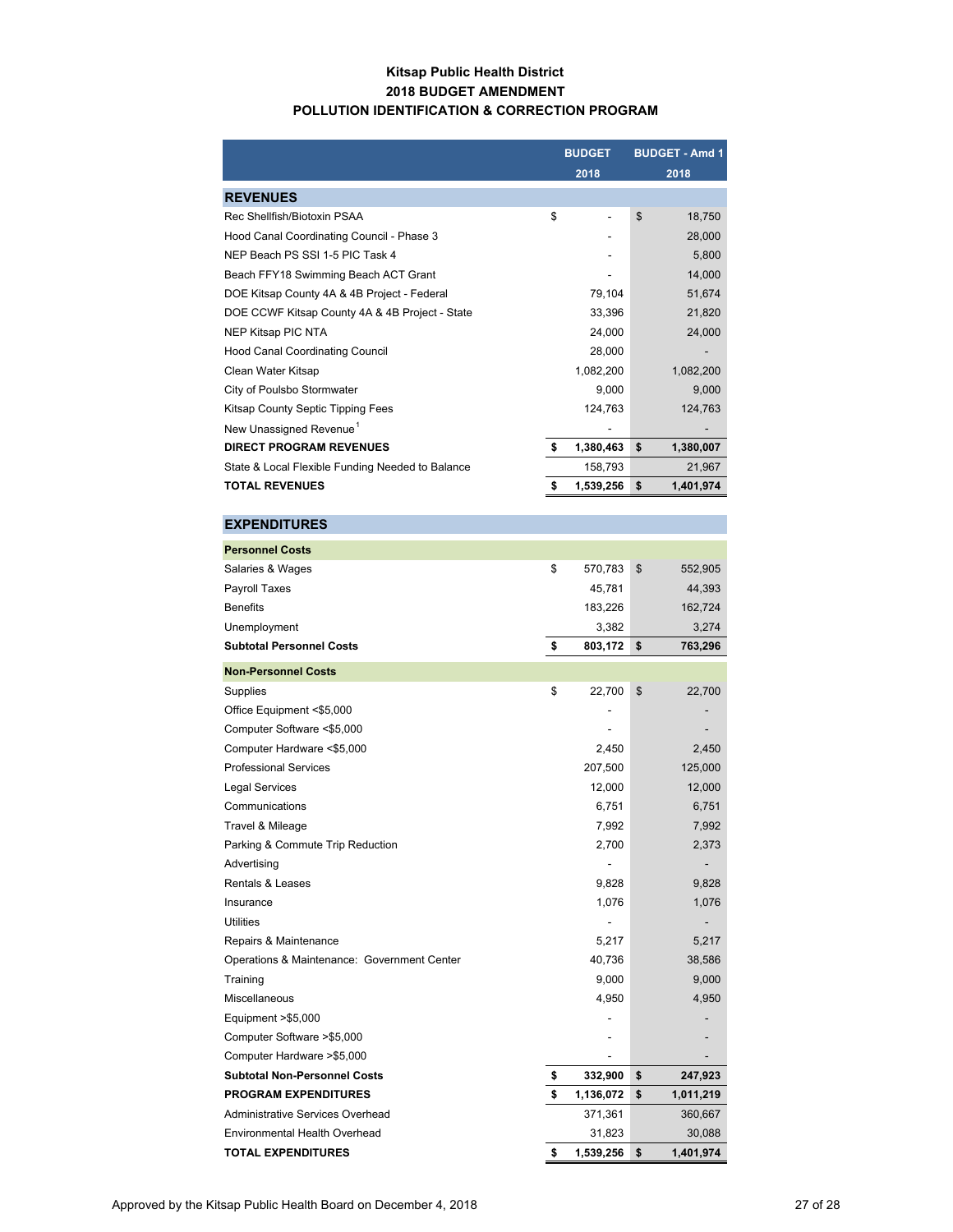**Kitsap Public Health District**
**2018 BUDGET AMENDMENT**
**POLLUTION IDENTIFICATION & CORRECTION PROGRAM**

| | BUDGET 2018 | BUDGET - Amd 1 2018 |
|---|---|---|
| **REVENUES** | | |
| Rec Shellfish/Biotoxin PSAA | $ - | $ 18,750 |
| Hood Canal Coordinating Council - Phase 3 | - | 28,000 |
| NEP Beach PS SSI 1-5 PIC Task 4 | - | 5,800 |
| Beach FFY18 Swimming Beach ACT Grant | - | 14,000 |
| DOE Kitsap County 4A & 4B Project - Federal | 79,104 | 51,674 |
| DOE CCWF Kitsap County 4A & 4B Project - State | 33,396 | 21,820 |
| NEP Kitsap PIC NTA | 24,000 | 24,000 |
| Hood Canal Coordinating Council | 28,000 | - |
| Clean Water Kitsap | 1,082,200 | 1,082,200 |
| City of Poulsbo Stormwater | 9,000 | 9,000 |
| Kitsap County Septic Tipping Fees | 124,763 | 124,763 |
| New Unassigned Revenue[1] | - | - |
| **DIRECT PROGRAM REVENUES** | **$ 1,380,463** | **$ 1,380,007** |
| State & Local Flexible Funding Needed to Balance | 158,793 | 21,967 |
| **TOTAL REVENUES** | **$ 1,539,256** | **$ 1,401,974** |
| **EXPENDITURES** | | |
| **Personnel Costs** | | |
| Salaries & Wages | $ 570,783 | $ 552,905 |
| Payroll Taxes | 45,781 | 44,393 |
| Benefits | 183,226 | 162,724 |
| Unemployment | 3,382 | 3,274 |
| **Subtotal Personnel Costs** | **$ 803,172** | **$ 763,296** |
| **Non-Personnel Costs** | | |
| Supplies | $ 22,700 | $ 22,700 |
| Office Equipment <$5,000 | - | - |
| Computer Software <$5,000 | - | - |
| Computer Hardware <$5,000 | 2,450 | 2,450 |
| Professional Services | 207,500 | 125,000 |
| Legal Services | 12,000 | 12,000 |
| Communications | 6,751 | 6,751 |
| Travel & Mileage | 7,992 | 7,992 |
| Parking & Commute Trip Reduction | 2,700 | 2,373 |
| Advertising | - | - |
| Rentals & Leases | 9,828 | 9,828 |
| Insurance | 1,076 | 1,076 |
| Utilities | - | - |
| Repairs & Maintenance | 5,217 | 5,217 |
| Operations & Maintenance: Government Center | 40,736 | 38,586 |
| Training | 9,000 | 9,000 |
| Miscellaneous | 4,950 | 4,950 |
| Equipment >$5,000 | - | - |
| Computer Software >$5,000 | - | - |
| Computer Hardware >$5,000 | - | - |
| **Subtotal Non-Personnel Costs** | **$ 332,900** | **$ 247,923** |
| **PROGRAM EXPENDITURES** | **$ 1,136,072** | **$ 1,011,219** |
| Administrative Services Overhead | 371,361 | 360,667 |
| Environmental Health Overhead | 31,823 | 30,088 |
| **TOTAL EXPENDITURES** | **$ 1,539,256** | **$ 1,401,974** |

Approved by the Kitsap Public Health Board on December 4, 2018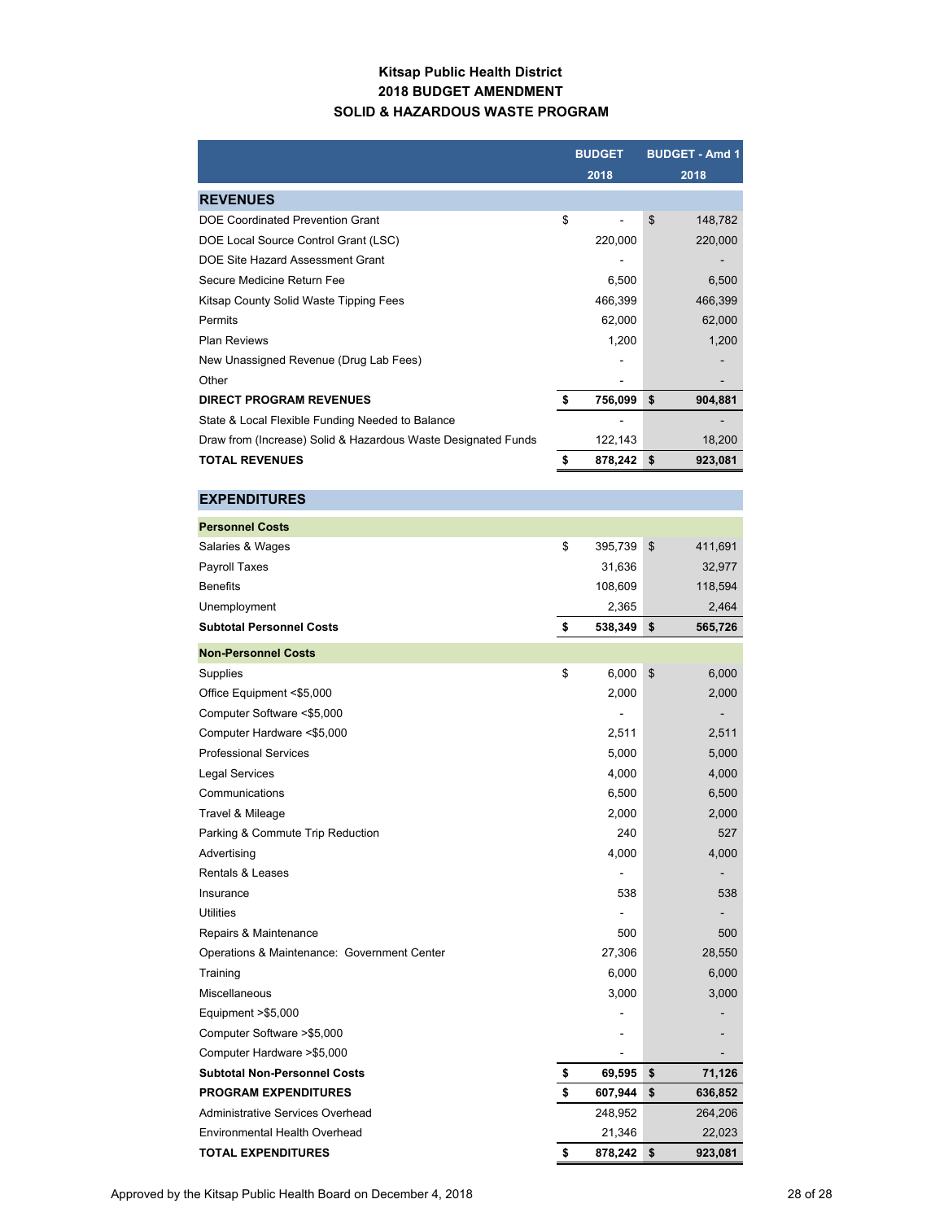# Kitsap Public Health District
## 2018 BUDGET AMENDMENT
## SOLID & HAZARDOUS WASTE PROGRAM

| | BUDGET 2018 | BUDGET - Amd 1 2018 |
|---|---|---|
| **REVENUES** | | |
| DOE Coordinated Prevention Grant | $ - | $ 148,782 |
| DOE Local Source Control Grant (LSC) | 220,000 | 220,000 |
| DOE Site Hazard Assessment Grant | - | - |
| Secure Medicine Return Fee | 6,500 | 6,500 |
| Kitsap County Solid Waste Tipping Fees | 466,399 | 466,399 |
| Permits | 62,000 | 62,000 |
| Plan Reviews | 1,200 | 1,200 |
| New Unassigned Revenue (Drug Lab Fees) | - | - |
| Other | - | - |
| **DIRECT PROGRAM REVENUES** | **$ 756,099** | **$ 904,881** |
| State & Local Flexible Funding Needed to Balance | - | - |
| Draw from (Increase) Solid & Hazardous Waste Designated Funds | 122,143 | 18,200 |
| **TOTAL REVENUES** | **$ 878,242** | **$ 923,081** |
| **EXPENDITURES** | | |
| **Personnel Costs** | | |
| Salaries & Wages | $ 395,739 | $ 411,691 |
| Payroll Taxes | 31,636 | 32,977 |
| Benefits | 108,609 | 118,594 |
| Unemployment | 2,365 | 2,464 |
| **Subtotal Personnel Costs** | **$ 538,349** | **$ 565,726** |
| **Non-Personnel Costs** | | |
| Supplies | $ 6,000 | $ 6,000 |
| Office Equipment <$5,000 | 2,000 | 2,000 |
| Computer Software <$5,000 | - | - |
| Computer Hardware <$5,000 | 2,511 | 2,511 |
| Professional Services | 5,000 | 5,000 |
| Legal Services | 4,000 | 4,000 |
| Communications | 6,500 | 6,500 |
| Travel & Mileage | 2,000 | 2,000 |
| Parking & Commute Trip Reduction | 240 | 527 |
| Advertising | 4,000 | 4,000 |
| Rentals & Leases | - | - |
| Insurance | 538 | 538 |
| Utilities | - | - |
| Repairs & Maintenance | 500 | 500 |
| Operations & Maintenance: Government Center | 27,306 | 28,550 |
| Training | 6,000 | 6,000 |
| Miscellaneous | 3,000 | 3,000 |
| Equipment >$5,000 | - | - |
| Computer Software >$5,000 | - | - |
| Computer Hardware >$5,000 | - | - |
| **Subtotal Non-Personnel Costs** | **$ 69,595** | **$ 71,126** |
| **PROGRAM EXPENDITURES** | **$ 607,944** | **$ 636,852** |
| Administrative Services Overhead | 248,952 | 264,206 |
| Environmental Health Overhead | 21,346 | 22,023 |
| **TOTAL EXPENDITURES** | **$ 878,242** | **$ 923,081** |

Approved by the Kitsap Public Health Board on December 4, 2018